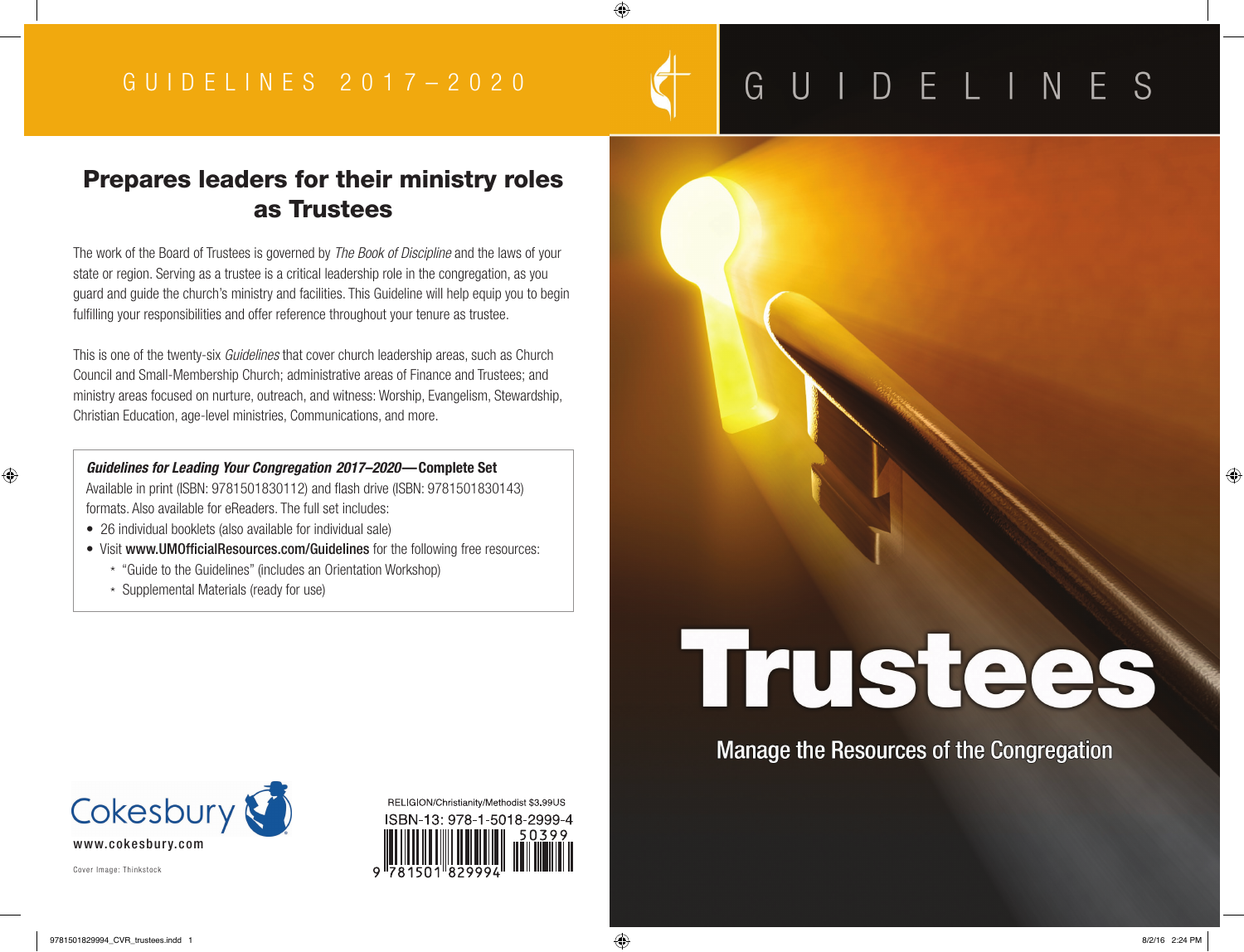GUIDELINES 2017–2020

# Prepares leaders for their ministry roles as Trustees

The work of the Board of Trustees is governed by *The Book of Discipline* and the laws of your state or region. Serving as a trustee is a critical leadership role in the congregation, as you guard and guide the church's ministry and facilities. This Guideline will help equip you to begin fulfilling your responsibilities and offer reference throughout your tenure as trustee.

This is one of the twenty-six *Guidelines* that cover church leadership areas, such as Church Council and Small-Membership Church; administrative areas of Finance and Trustees; and ministry areas focused on nurture, outreach, and witness: Worship, Evangelism, Stewardship, Christian Education, age-level ministries, Communications, and more.

***Guidelines for Leading Your Congregation 2017–2020*—Complete Set**
Available in print (ISBN: 9781501830112) and flash drive (ISBN: 9781501830143) formats. Also available for eReaders. The full set includes:

- 26 individual booklets (also available for individual sale)
- Visit **www.UMOfficialResources.com/Guidelines** for the following free resources:
  - "Guide to the Guidelines" (includes an Orientation Workshop)
  - Supplemental Materials (ready for use)

Cokesbury
www.cokesbury.com

Cover Image: Thinkstock

RELIGION/Christianity/Methodist $3.99US
ISBN-13: 978-1-5018-2999-4
50399
9 781501 829994

GUIDELINES

# Trustees

## Manage the Resources of the Congregation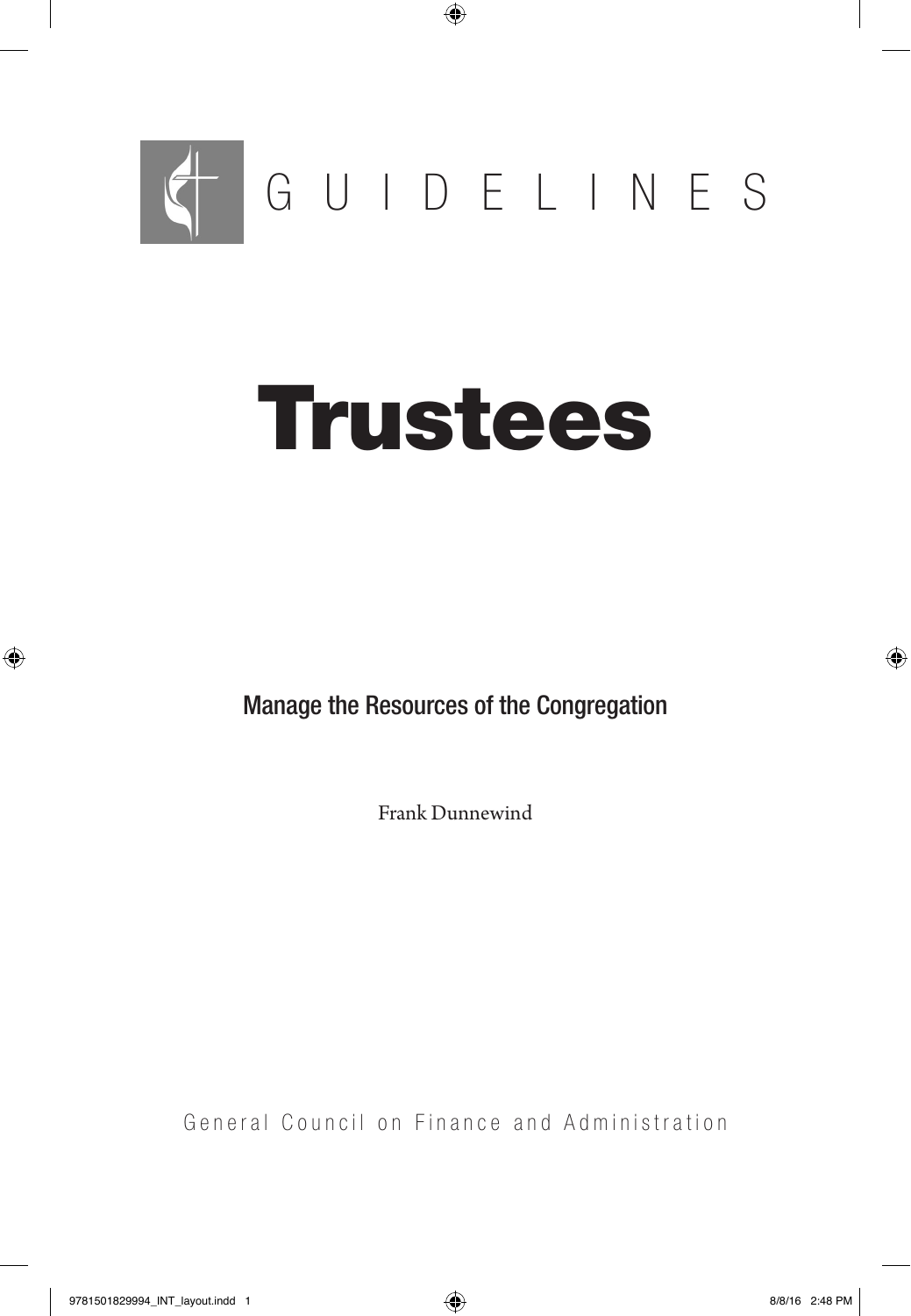G U I D E L I N E S

# Trustees

## Manage the Resources of the Congregation

Frank Dunnewind

General Council on Finance and Administration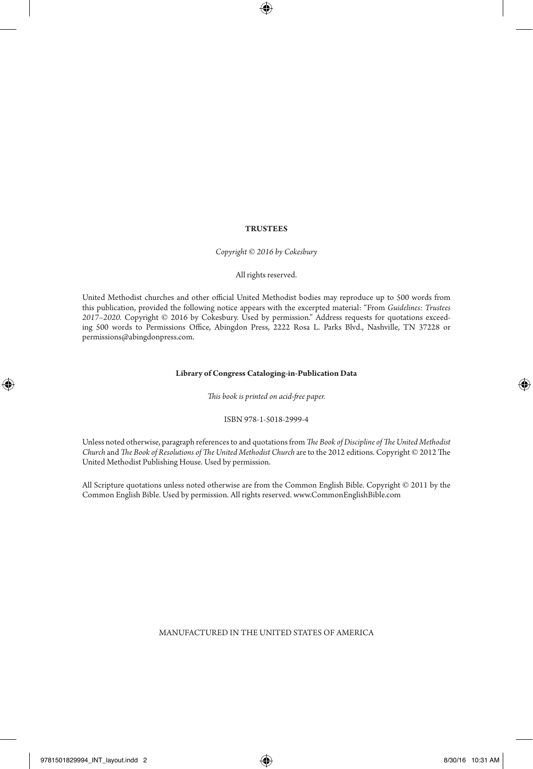**TRUSTEES**

*Copyright © 2016 by Cokesbury*

All rights reserved.

United Methodist churches and other official United Methodist bodies may reproduce up to 500 words from this publication, provided the following notice appears with the excerpted material: "From *Guidelines: Trustees 2017–2020.* Copyright © 2016 by Cokesbury. Used by permission." Address requests for quotations exceeding 500 words to Permissions Office, Abingdon Press, 2222 Rosa L. Parks Blvd., Nashville, TN 37228 or permissions@abingdonpress.com.

**Library of Congress Cataloging-in-Publication Data**

*This book is printed on acid-free paper.*

ISBN 978-1-5018-2999-4

Unless noted otherwise, paragraph references to and quotations from *The Book of Discipline of The United Methodist Church* and *The Book of Resolutions of The United Methodist Church* are to the 2012 editions. Copyright © 2012 The United Methodist Publishing House. Used by permission.

All Scripture quotations unless noted otherwise are from the Common English Bible. Copyright © 2011 by the Common English Bible. Used by permission. All rights reserved. www.CommonEnglishBible.com

MANUFACTURED IN THE UNITED STATES OF AMERICA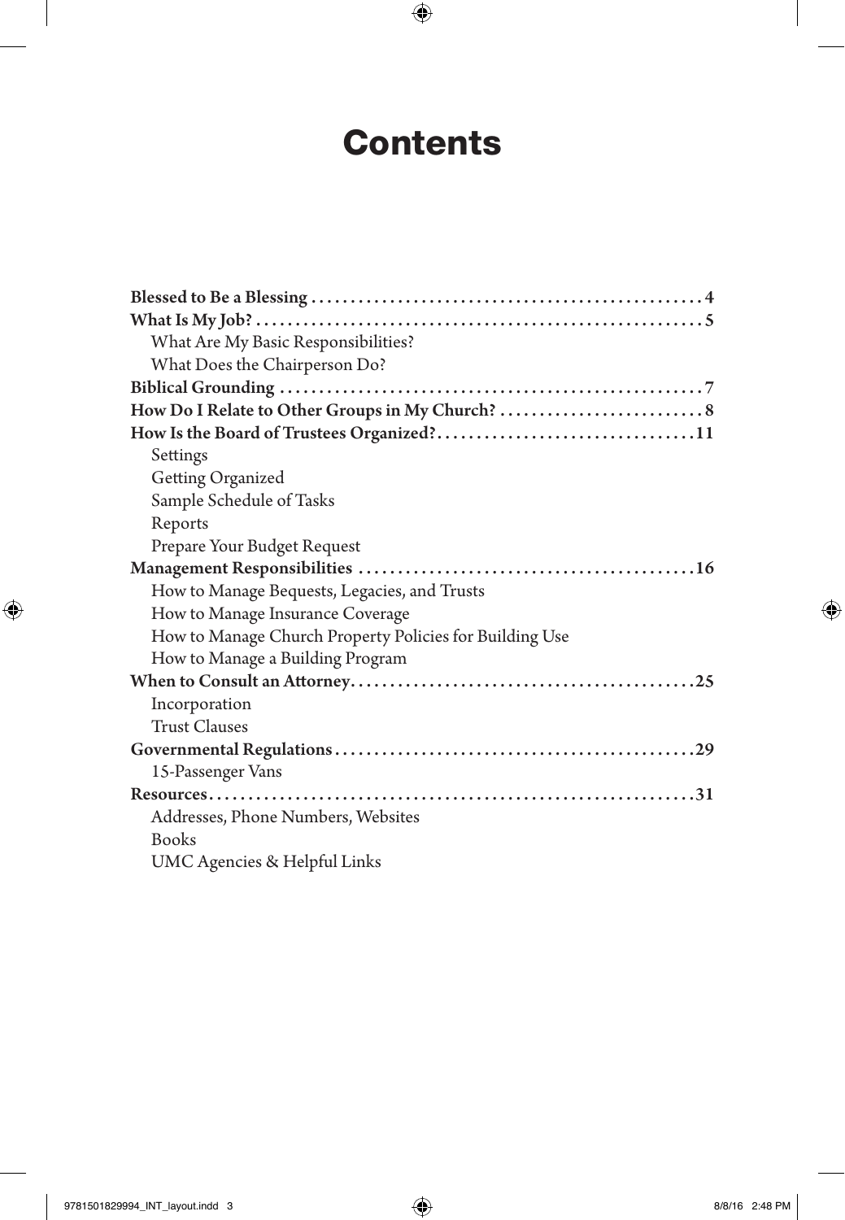# Contents

**Blessed to Be a Blessing** .......... 4

**What Is My Job?** .......... 5

- What Are My Basic Responsibilities?
- What Does the Chairperson Do?

**Biblical Grounding** .......... 7

**How Do I Relate to Other Groups in My Church?** .......... 8

**How Is the Board of Trustees Organized?** .......... 11

- Settings
- Getting Organized
- Sample Schedule of Tasks
- Reports
- Prepare Your Budget Request

**Management Responsibilities** .......... 16

- How to Manage Bequests, Legacies, and Trusts
- How to Manage Insurance Coverage
- How to Manage Church Property Policies for Building Use
- How to Manage a Building Program

**When to Consult an Attorney** .......... 25

- Incorporation
- Trust Clauses

**Governmental Regulations** .......... 29

- 15-Passenger Vans

**Resources** .......... 31

- Addresses, Phone Numbers, Websites
- Books
- UMC Agencies & Helpful Links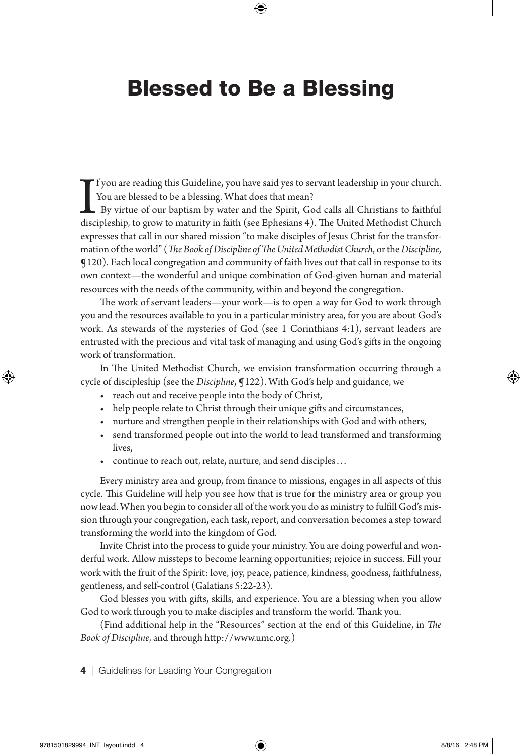# Blessed to Be a Blessing

If you are reading this Guideline, you have said yes to servant leadership in your church. You are blessed to be a blessing. What does that mean?

By virtue of our baptism by water and the Spirit, God calls all Christians to faithful discipleship, to grow to maturity in faith (see Ephesians 4). The United Methodist Church expresses that call in our shared mission "to make disciples of Jesus Christ for the transformation of the world" (*The Book of Discipline of The United Methodist Church*, or the *Discipline*, ¶120). Each local congregation and community of faith lives out that call in response to its own context—the wonderful and unique combination of God-given human and material resources with the needs of the community, within and beyond the congregation.

The work of servant leaders—your work—is to open a way for God to work through you and the resources available to you in a particular ministry area, for you are about God's work. As stewards of the mysteries of God (see 1 Corinthians 4:1), servant leaders are entrusted with the precious and vital task of managing and using God's gifts in the ongoing work of transformation.

In The United Methodist Church, we envision transformation occurring through a cycle of discipleship (see the *Discipline*, ¶122). With God's help and guidance, we

- reach out and receive people into the body of Christ,
- help people relate to Christ through their unique gifts and circumstances,
- nurture and strengthen people in their relationships with God and with others,
- send transformed people out into the world to lead transformed and transforming lives,
- continue to reach out, relate, nurture, and send disciples…

Every ministry area and group, from finance to missions, engages in all aspects of this cycle. This Guideline will help you see how that is true for the ministry area or group you now lead. When you begin to consider all of the work you do as ministry to fulfill God's mission through your congregation, each task, report, and conversation becomes a step toward transforming the world into the kingdom of God.

Invite Christ into the process to guide your ministry. You are doing powerful and wonderful work. Allow missteps to become learning opportunities; rejoice in success. Fill your work with the fruit of the Spirit: love, joy, peace, patience, kindness, goodness, faithfulness, gentleness, and self-control (Galatians 5:22-23).

God blesses you with gifts, skills, and experience. You are a blessing when you allow God to work through you to make disciples and transform the world. Thank you.

(Find additional help in the "Resources" section at the end of this Guideline, in *The Book of Discipline*, and through http://www.umc.org.)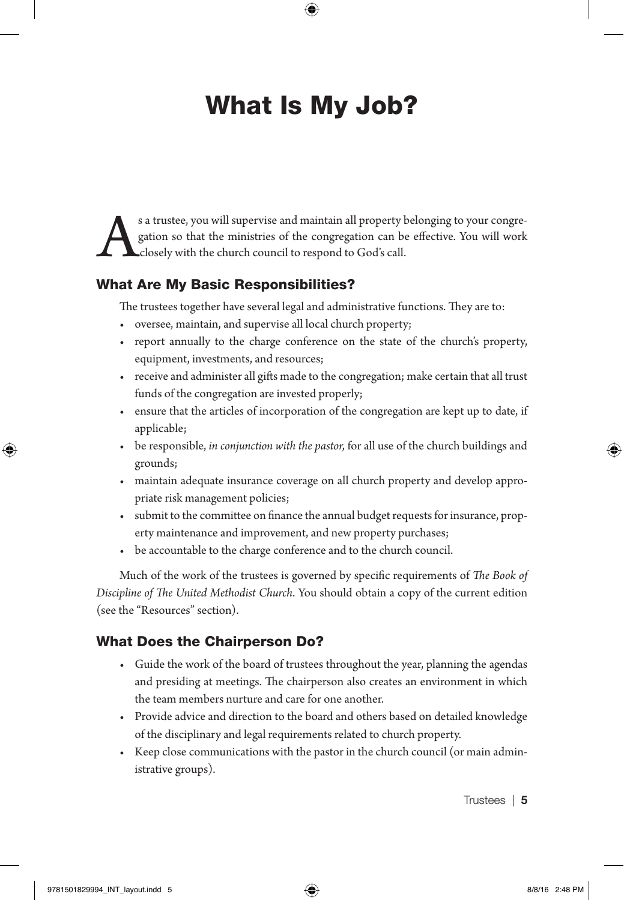# What Is My Job?

As a trustee, you will supervise and maintain all property belonging to your congregation so that the ministries of the congregation can be effective. You will work closely with the church council to respond to God's call.

## What Are My Basic Responsibilities?

The trustees together have several legal and administrative functions. They are to:

- oversee, maintain, and supervise all local church property;
- report annually to the charge conference on the state of the church's property, equipment, investments, and resources;
- receive and administer all gifts made to the congregation; make certain that all trust funds of the congregation are invested properly;
- ensure that the articles of incorporation of the congregation are kept up to date, if applicable;
- be responsible, *in conjunction with the pastor,* for all use of the church buildings and grounds;
- maintain adequate insurance coverage on all church property and develop appropriate risk management policies;
- submit to the committee on finance the annual budget requests for insurance, property maintenance and improvement, and new property purchases;
- be accountable to the charge conference and to the church council.

Much of the work of the trustees is governed by specific requirements of *The Book of Discipline of The United Methodist Church*. You should obtain a copy of the current edition (see the "Resources" section).

## What Does the Chairperson Do?

- Guide the work of the board of trustees throughout the year, planning the agendas and presiding at meetings. The chairperson also creates an environment in which the team members nurture and care for one another.
- Provide advice and direction to the board and others based on detailed knowledge of the disciplinary and legal requirements related to church property.
- Keep close communications with the pastor in the church council (or main administrative groups).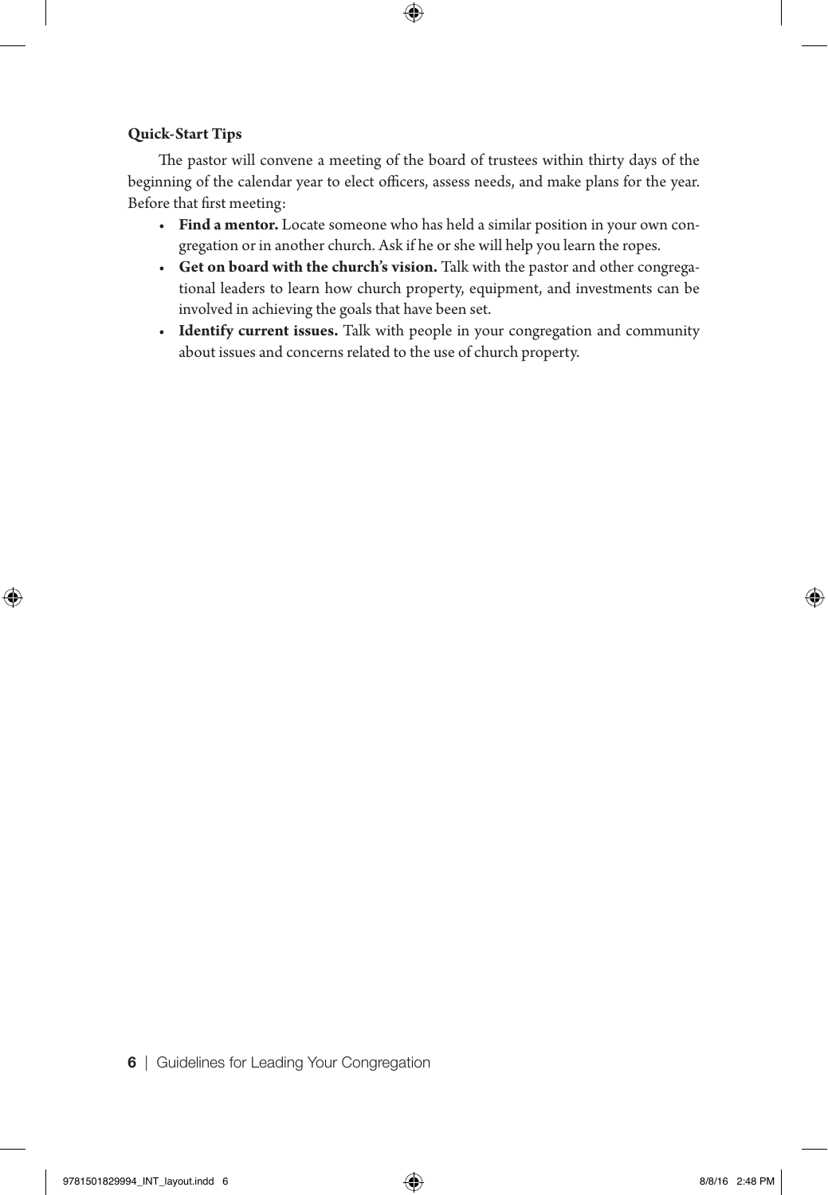**Quick-Start Tips**

The pastor will convene a meeting of the board of trustees within thirty days of the beginning of the calendar year to elect officers, assess needs, and make plans for the year. Before that first meeting:

- **Find a mentor.** Locate someone who has held a similar position in your own congregation or in another church. Ask if he or she will help you learn the ropes.
- **Get on board with the church's vision.** Talk with the pastor and other congregational leaders to learn how church property, equipment, and investments can be involved in achieving the goals that have been set.
- **Identify current issues.** Talk with people in your congregation and community about issues and concerns related to the use of church property.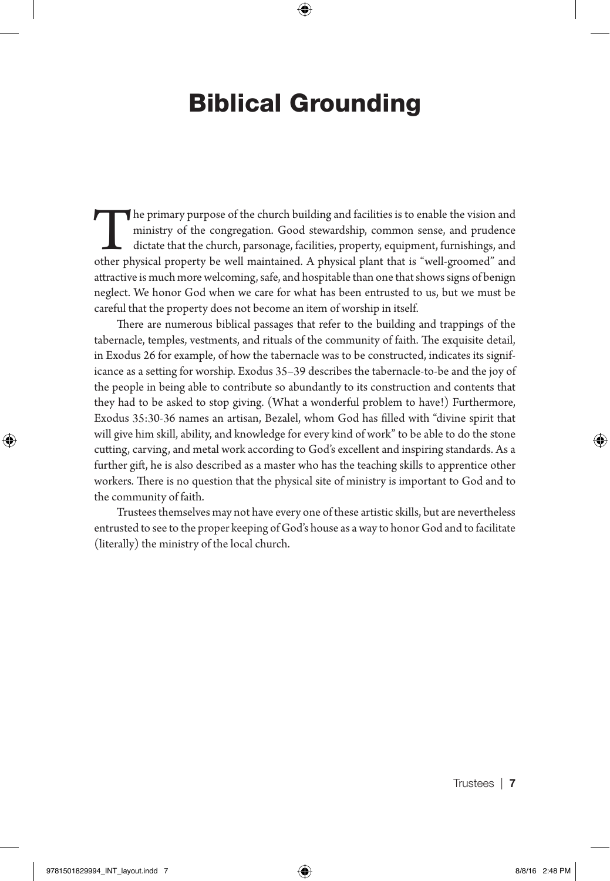# Biblical Grounding

The primary purpose of the church building and facilities is to enable the vision and ministry of the congregation. Good stewardship, common sense, and prudence dictate that the church, parsonage, facilities, property, equipment, furnishings, and other physical property be well maintained. A physical plant that is "well-groomed" and attractive is much more welcoming, safe, and hospitable than one that shows signs of benign neglect. We honor God when we care for what has been entrusted to us, but we must be careful that the property does not become an item of worship in itself.

There are numerous biblical passages that refer to the building and trappings of the tabernacle, temples, vestments, and rituals of the community of faith. The exquisite detail, in Exodus 26 for example, of how the tabernacle was to be constructed, indicates its significance as a setting for worship. Exodus 35–39 describes the tabernacle-to-be and the joy of the people in being able to contribute so abundantly to its construction and contents that they had to be asked to stop giving. (What a wonderful problem to have!) Furthermore, Exodus 35:30-36 names an artisan, Bezalel, whom God has filled with "divine spirit that will give him skill, ability, and knowledge for every kind of work" to be able to do the stone cutting, carving, and metal work according to God's excellent and inspiring standards. As a further gift, he is also described as a master who has the teaching skills to apprentice other workers. There is no question that the physical site of ministry is important to God and to the community of faith.

Trustees themselves may not have every one of these artistic skills, but are nevertheless entrusted to see to the proper keeping of God's house as a way to honor God and to facilitate (literally) the ministry of the local church.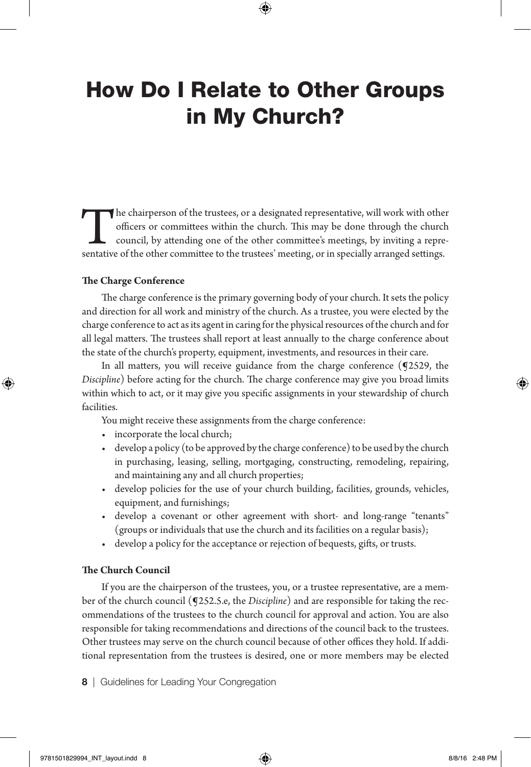# How Do I Relate to Other Groups in My Church?

The chairperson of the trustees, or a designated representative, will work with other officers or committees within the church. This may be done through the church council, by attending one of the other committee's meetings, by inviting a representative of the other committee to the trustees' meeting, or in specially arranged settings.

**The Charge Conference**

The charge conference is the primary governing body of your church. It sets the policy and direction for all work and ministry of the church. As a trustee, you were elected by the charge conference to act as its agent in caring for the physical resources of the church and for all legal matters. The trustees shall report at least annually to the charge conference about the state of the church's property, equipment, investments, and resources in their care.

In all matters, you will receive guidance from the charge conference (¶2529, the *Discipline*) before acting for the church. The charge conference may give you broad limits within which to act, or it may give you specific assignments in your stewardship of church facilities.

You might receive these assignments from the charge conference:

- incorporate the local church;
- develop a policy (to be approved by the charge conference) to be used by the church in purchasing, leasing, selling, mortgaging, constructing, remodeling, repairing, and maintaining any and all church properties;
- develop policies for the use of your church building, facilities, grounds, vehicles, equipment, and furnishings;
- develop a covenant or other agreement with short- and long-range "tenants" (groups or individuals that use the church and its facilities on a regular basis);
- develop a policy for the acceptance or rejection of bequests, gifts, or trusts.

**The Church Council**

If you are the chairperson of the trustees, you, or a trustee representative, are a member of the church council (¶252.5.e, the *Discipline*) and are responsible for taking the recommendations of the trustees to the church council for approval and action. You are also responsible for taking recommendations and directions of the council back to the trustees. Other trustees may serve on the church council because of other offices they hold. If additional representation from the trustees is desired, one or more members may be elected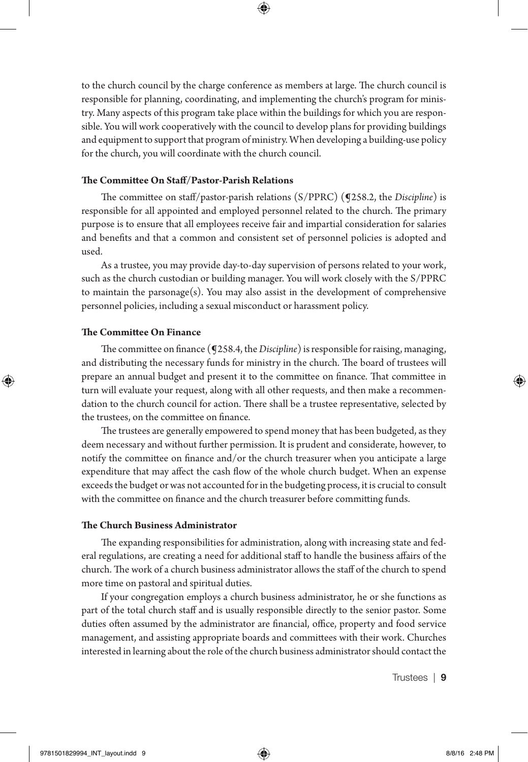to the church council by the charge conference as members at large. The church council is responsible for planning, coordinating, and implementing the church's program for ministry. Many aspects of this program take place within the buildings for which you are responsible. You will work cooperatively with the council to develop plans for providing buildings and equipment to support that program of ministry. When developing a building-use policy for the church, you will coordinate with the church council.

**The Committee On Staff/Pastor-Parish Relations**

The committee on staff/pastor-parish relations (S/PPRC) (¶258.2, the *Discipline*) is responsible for all appointed and employed personnel related to the church. The primary purpose is to ensure that all employees receive fair and impartial consideration for salaries and benefits and that a common and consistent set of personnel policies is adopted and used.

As a trustee, you may provide day-to-day supervision of persons related to your work, such as the church custodian or building manager. You will work closely with the S/PPRC to maintain the parsonage(s). You may also assist in the development of comprehensive personnel policies, including a sexual misconduct or harassment policy.

**The Committee On Finance**

The committee on finance (¶258.4, the *Discipline*) is responsible for raising, managing, and distributing the necessary funds for ministry in the church. The board of trustees will prepare an annual budget and present it to the committee on finance. That committee in turn will evaluate your request, along with all other requests, and then make a recommendation to the church council for action. There shall be a trustee representative, selected by the trustees, on the committee on finance.

The trustees are generally empowered to spend money that has been budgeted, as they deem necessary and without further permission. It is prudent and considerate, however, to notify the committee on finance and/or the church treasurer when you anticipate a large expenditure that may affect the cash flow of the whole church budget. When an expense exceeds the budget or was not accounted for in the budgeting process, it is crucial to consult with the committee on finance and the church treasurer before committing funds.

**The Church Business Administrator**

The expanding responsibilities for administration, along with increasing state and federal regulations, are creating a need for additional staff to handle the business affairs of the church. The work of a church business administrator allows the staff of the church to spend more time on pastoral and spiritual duties.

If your congregation employs a church business administrator, he or she functions as part of the total church staff and is usually responsible directly to the senior pastor. Some duties often assumed by the administrator are financial, office, property and food service management, and assisting appropriate boards and committees with their work. Churches interested in learning about the role of the church business administrator should contact the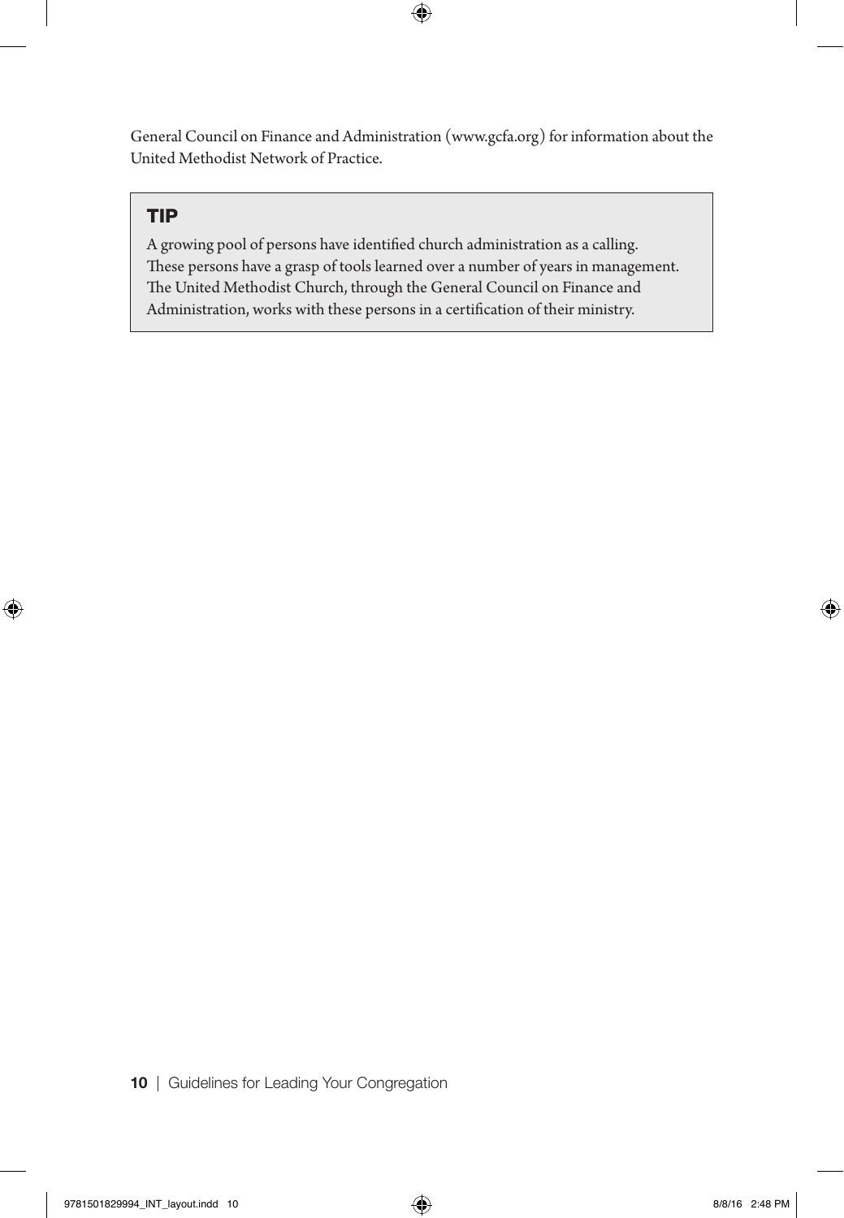General Council on Finance and Administration (www.gcfa.org) for information about the United Methodist Network of Practice.

> **TIP**
>
> A growing pool of persons have identified church administration as a calling. These persons have a grasp of tools learned over a number of years in management. The United Methodist Church, through the General Council on Finance and Administration, works with these persons in a certification of their ministry.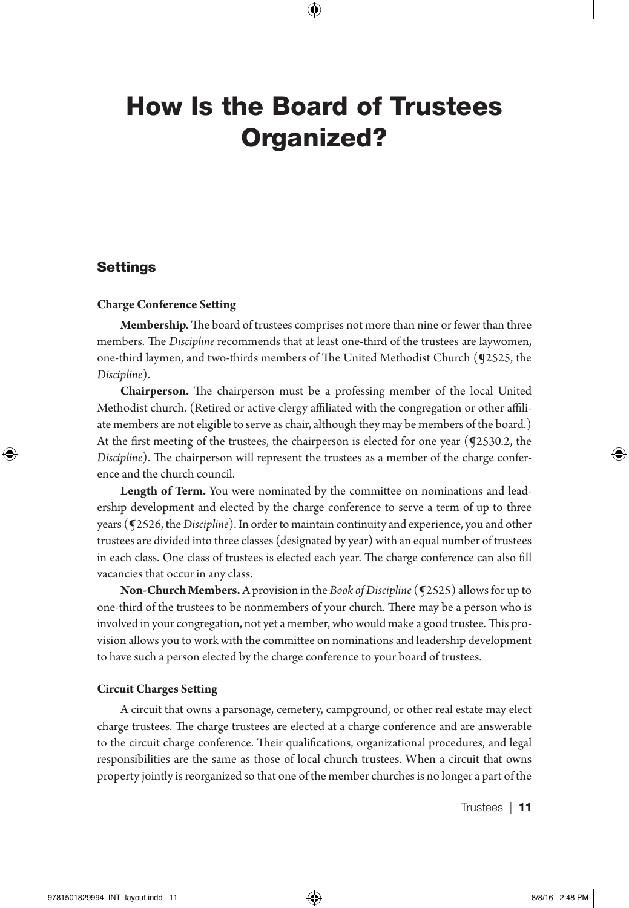# How Is the Board of Trustees Organized?

## Settings

**Charge Conference Setting**

**Membership.** The board of trustees comprises not more than nine or fewer than three members. The *Discipline* recommends that at least one-third of the trustees are laywomen, one-third laymen, and two-thirds members of The United Methodist Church (¶2525, the *Discipline*).

**Chairperson.** The chairperson must be a professing member of the local United Methodist church. (Retired or active clergy affiliated with the congregation or other affiliate members are not eligible to serve as chair, although they may be members of the board.) At the first meeting of the trustees, the chairperson is elected for one year (¶2530.2, the *Discipline*). The chairperson will represent the trustees as a member of the charge conference and the church council.

**Length of Term.** You were nominated by the committee on nominations and leadership development and elected by the charge conference to serve a term of up to three years (¶2526, the *Discipline*). In order to maintain continuity and experience, you and other trustees are divided into three classes (designated by year) with an equal number of trustees in each class. One class of trustees is elected each year. The charge conference can also fill vacancies that occur in any class.

**Non-Church Members.** A provision in the *Book of Discipline* (¶2525) allows for up to one-third of the trustees to be nonmembers of your church. There may be a person who is involved in your congregation, not yet a member, who would make a good trustee. This provision allows you to work with the committee on nominations and leadership development to have such a person elected by the charge conference to your board of trustees.

**Circuit Charges Setting**

A circuit that owns a parsonage, cemetery, campground, or other real estate may elect charge trustees. The charge trustees are elected at a charge conference and are answerable to the circuit charge conference. Their qualifications, organizational procedures, and legal responsibilities are the same as those of local church trustees. When a circuit that owns property jointly is reorganized so that one of the member churches is no longer a part of the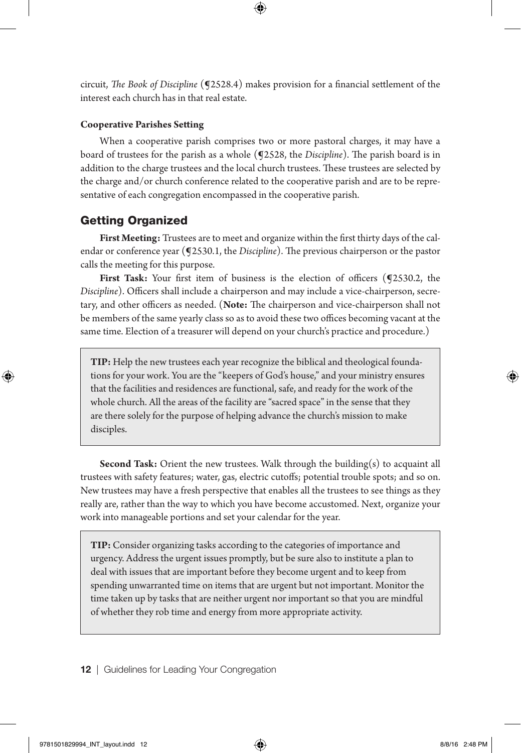circuit, *The Book of Discipline* (¶2528.4) makes provision for a financial settlement of the interest each church has in that real estate.

### Cooperative Parishes Setting

When a cooperative parish comprises two or more pastoral charges, it may have a board of trustees for the parish as a whole (¶2528, the *Discipline*). The parish board is in addition to the charge trustees and the local church trustees. These trustees are selected by the charge and/or church conference related to the cooperative parish and are to be representative of each congregation encompassed in the cooperative parish.

## Getting Organized

**First Meeting:** Trustees are to meet and organize within the first thirty days of the calendar or conference year (¶2530.1, the *Discipline*). The previous chairperson or the pastor calls the meeting for this purpose.

**First Task:** Your first item of business is the election of officers (¶2530.2, the *Discipline*). Officers shall include a chairperson and may include a vice-chairperson, secretary, and other officers as needed. (**Note:** The chairperson and vice-chairperson shall not be members of the same yearly class so as to avoid these two offices becoming vacant at the same time. Election of a treasurer will depend on your church's practice and procedure.)

> **TIP:** Help the new trustees each year recognize the biblical and theological foundations for your work. You are the "keepers of God's house," and your ministry ensures that the facilities and residences are functional, safe, and ready for the work of the whole church. All the areas of the facility are "sacred space" in the sense that they are there solely for the purpose of helping advance the church's mission to make disciples.

**Second Task:** Orient the new trustees. Walk through the building(s) to acquaint all trustees with safety features; water, gas, electric cutoffs; potential trouble spots; and so on. New trustees may have a fresh perspective that enables all the trustees to see things as they really are, rather than the way to which you have become accustomed. Next, organize your work into manageable portions and set your calendar for the year.

> **TIP:** Consider organizing tasks according to the categories of importance and urgency. Address the urgent issues promptly, but be sure also to institute a plan to deal with issues that are important before they become urgent and to keep from spending unwarranted time on items that are urgent but not important. Monitor the time taken up by tasks that are neither urgent nor important so that you are mindful of whether they rob time and energy from more appropriate activity.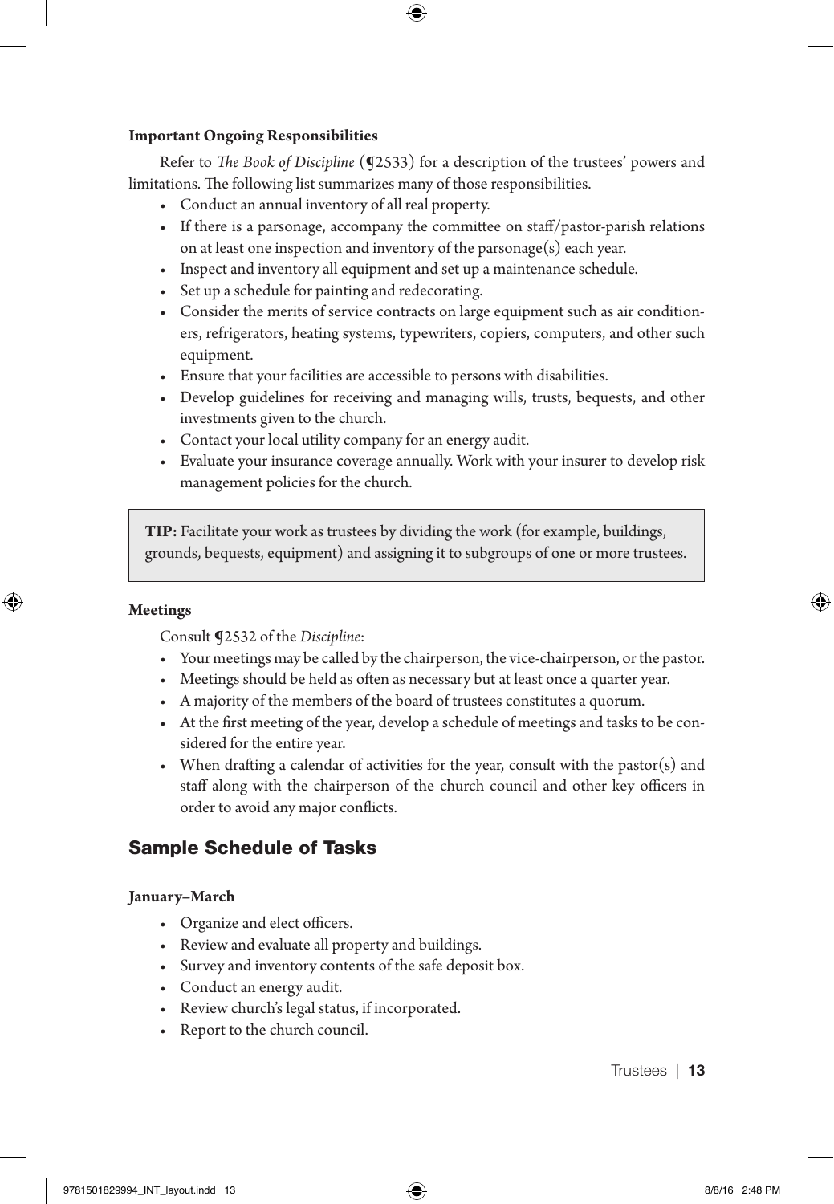#### Important Ongoing Responsibilities

Refer to *The Book of Discipline* (¶2533) for a description of the trustees' powers and limitations. The following list summarizes many of those responsibilities.

- Conduct an annual inventory of all real property.
- If there is a parsonage, accompany the committee on staff/pastor-parish relations on at least one inspection and inventory of the parsonage(s) each year.
- Inspect and inventory all equipment and set up a maintenance schedule.
- Set up a schedule for painting and redecorating.
- Consider the merits of service contracts on large equipment such as air conditioners, refrigerators, heating systems, typewriters, copiers, computers, and other such equipment.
- Ensure that your facilities are accessible to persons with disabilities.
- Develop guidelines for receiving and managing wills, trusts, bequests, and other investments given to the church.
- Contact your local utility company for an energy audit.
- Evaluate your insurance coverage annually. Work with your insurer to develop risk management policies for the church.

> **TIP:** Facilitate your work as trustees by dividing the work (for example, buildings, grounds, bequests, equipment) and assigning it to subgroups of one or more trustees.

#### Meetings

Consult ¶2532 of the *Discipline*:

- Your meetings may be called by the chairperson, the vice-chairperson, or the pastor.
- Meetings should be held as often as necessary but at least once a quarter year.
- A majority of the members of the board of trustees constitutes a quorum.
- At the first meeting of the year, develop a schedule of meetings and tasks to be considered for the entire year.
- When drafting a calendar of activities for the year, consult with the pastor(s) and staff along with the chairperson of the church council and other key officers in order to avoid any major conflicts.

## Sample Schedule of Tasks

#### January–March

- Organize and elect officers.
- Review and evaluate all property and buildings.
- Survey and inventory contents of the safe deposit box.
- Conduct an energy audit.
- Review church's legal status, if incorporated.
- Report to the church council.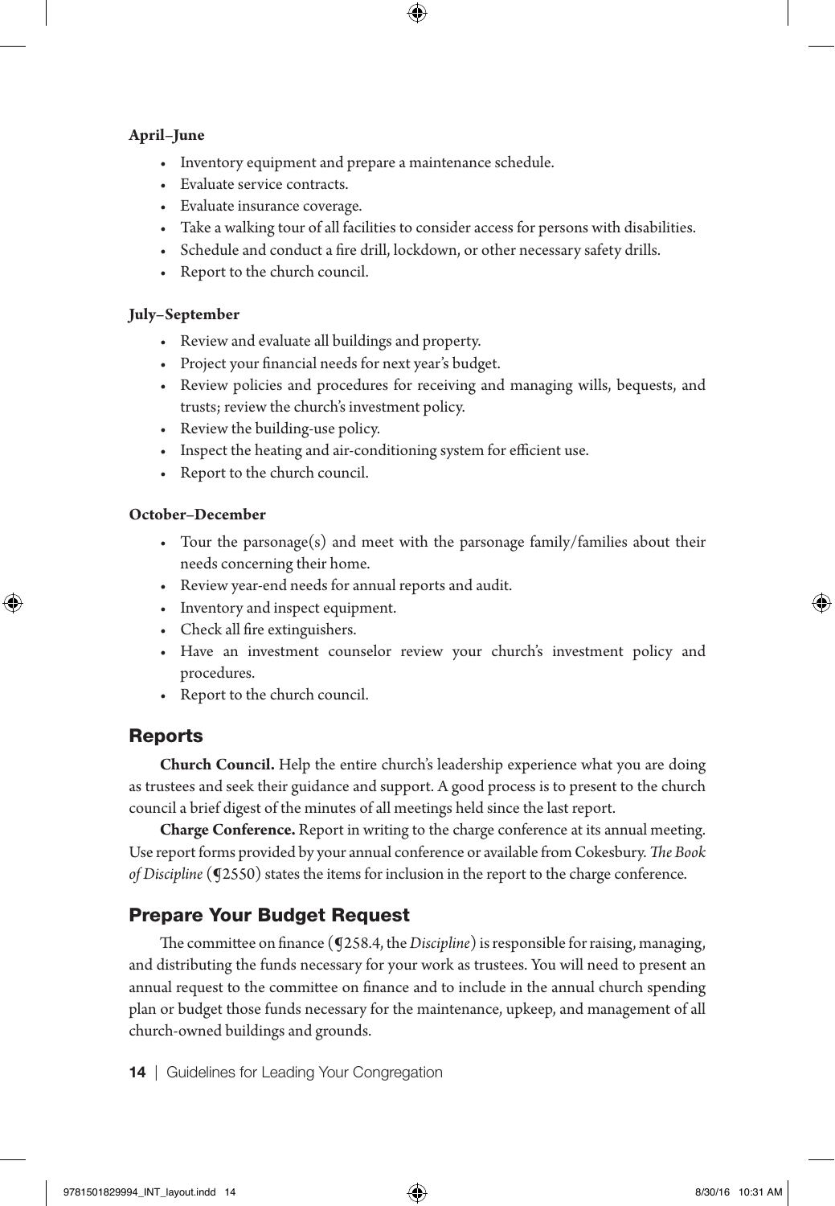**April–June**

- Inventory equipment and prepare a maintenance schedule.
- Evaluate service contracts.
- Evaluate insurance coverage.
- Take a walking tour of all facilities to consider access for persons with disabilities.
- Schedule and conduct a fire drill, lockdown, or other necessary safety drills.
- Report to the church council.

**July–September**

- Review and evaluate all buildings and property.
- Project your financial needs for next year's budget.
- Review policies and procedures for receiving and managing wills, bequests, and trusts; review the church's investment policy.
- Review the building-use policy.
- Inspect the heating and air-conditioning system for efficient use.
- Report to the church council.

**October–December**

- Tour the parsonage(s) and meet with the parsonage family/families about their needs concerning their home.
- Review year-end needs for annual reports and audit.
- Inventory and inspect equipment.
- Check all fire extinguishers.
- Have an investment counselor review your church's investment policy and procedures.
- Report to the church council.

## Reports

**Church Council.** Help the entire church's leadership experience what you are doing as trustees and seek their guidance and support. A good process is to present to the church council a brief digest of the minutes of all meetings held since the last report.

**Charge Conference.** Report in writing to the charge conference at its annual meeting. Use report forms provided by your annual conference or available from Cokesbury. *The Book of Discipline* (¶2550) states the items for inclusion in the report to the charge conference.

## Prepare Your Budget Request

The committee on finance (¶258.4, the *Discipline*) is responsible for raising, managing, and distributing the funds necessary for your work as trustees. You will need to present an annual request to the committee on finance and to include in the annual church spending plan or budget those funds necessary for the maintenance, upkeep, and management of all church-owned buildings and grounds.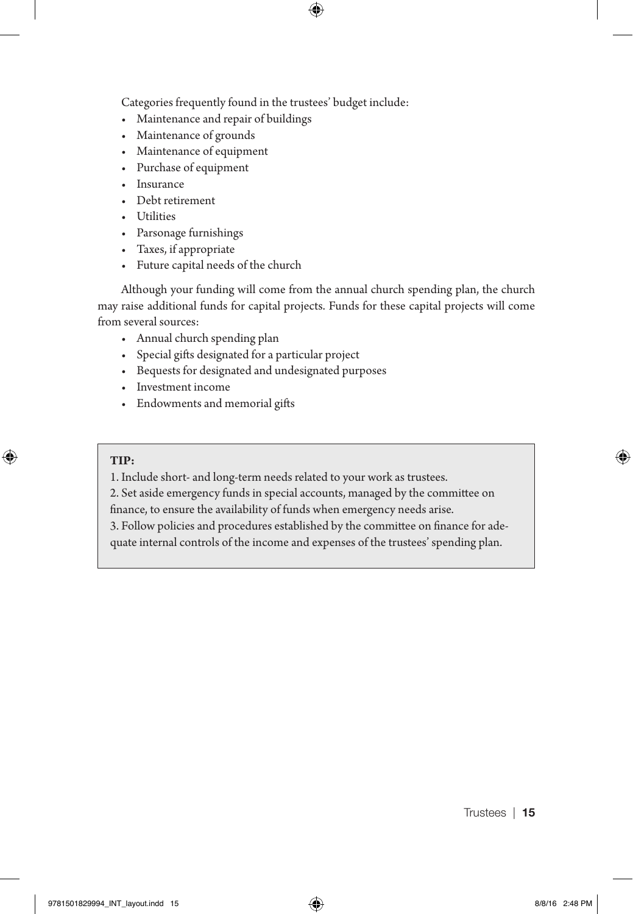Categories frequently found in the trustees' budget include:

- Maintenance and repair of buildings
- Maintenance of grounds
- Maintenance of equipment
- Purchase of equipment
- Insurance
- Debt retirement
- Utilities
- Parsonage furnishings
- Taxes, if appropriate
- Future capital needs of the church

Although your funding will come from the annual church spending plan, the church may raise additional funds for capital projects. Funds for these capital projects will come from several sources:

- Annual church spending plan
- Special gifts designated for a particular project
- Bequests for designated and undesignated purposes
- Investment income
- Endowments and memorial gifts

> **TIP:**
>
> 1. Include short- and long-term needs related to your work as trustees.
> 2. Set aside emergency funds in special accounts, managed by the committee on finance, to ensure the availability of funds when emergency needs arise.
> 3. Follow policies and procedures established by the committee on finance for adequate internal controls of the income and expenses of the trustees' spending plan.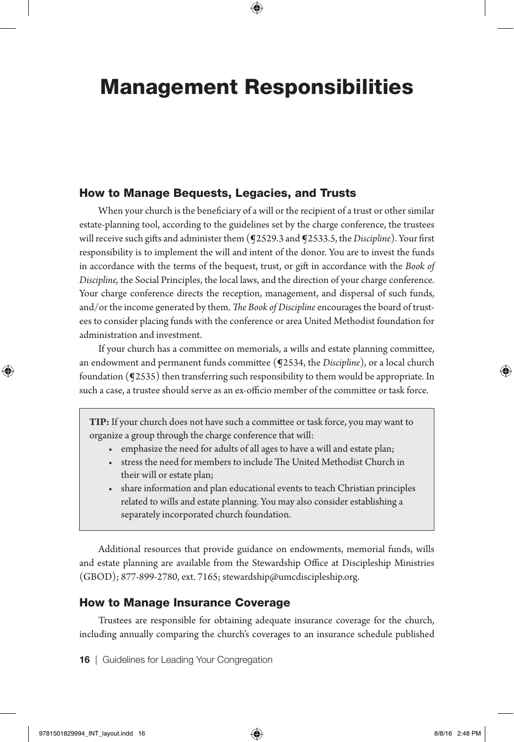# Management Responsibilities

## How to Manage Bequests, Legacies, and Trusts

When your church is the beneficiary of a will or the recipient of a trust or other similar estate-planning tool, according to the guidelines set by the charge conference, the trustees will receive such gifts and administer them (¶2529.3 and ¶2533.5, the *Discipline*). Your first responsibility is to implement the will and intent of the donor. You are to invest the funds in accordance with the terms of the bequest, trust, or gift in accordance with the *Book of Discipline,* the Social Principles, the local laws, and the direction of your charge conference. Your charge conference directs the reception, management, and dispersal of such funds, and/or the income generated by them. *The Book of Discipline* encourages the board of trustees to consider placing funds with the conference or area United Methodist foundation for administration and investment.

If your church has a committee on memorials, a wills and estate planning committee, an endowment and permanent funds committee (¶2534, the *Discipline*), or a local church foundation (¶2535) then transferring such responsibility to them would be appropriate. In such a case, a trustee should serve as an ex-officio member of the committee or task force.

> **TIP:** If your church does not have such a committee or task force, you may want to organize a group through the charge conference that will:
>
> - emphasize the need for adults of all ages to have a will and estate plan;
> - stress the need for members to include The United Methodist Church in their will or estate plan;
> - share information and plan educational events to teach Christian principles related to wills and estate planning. You may also consider establishing a separately incorporated church foundation.

Additional resources that provide guidance on endowments, memorial funds, wills and estate planning are available from the Stewardship Office at Discipleship Ministries (GBOD); 877-899-2780, ext. 7165; stewardship@umcdiscipleship.org.

## How to Manage Insurance Coverage

Trustees are responsible for obtaining adequate insurance coverage for the church, including annually comparing the church's coverages to an insurance schedule published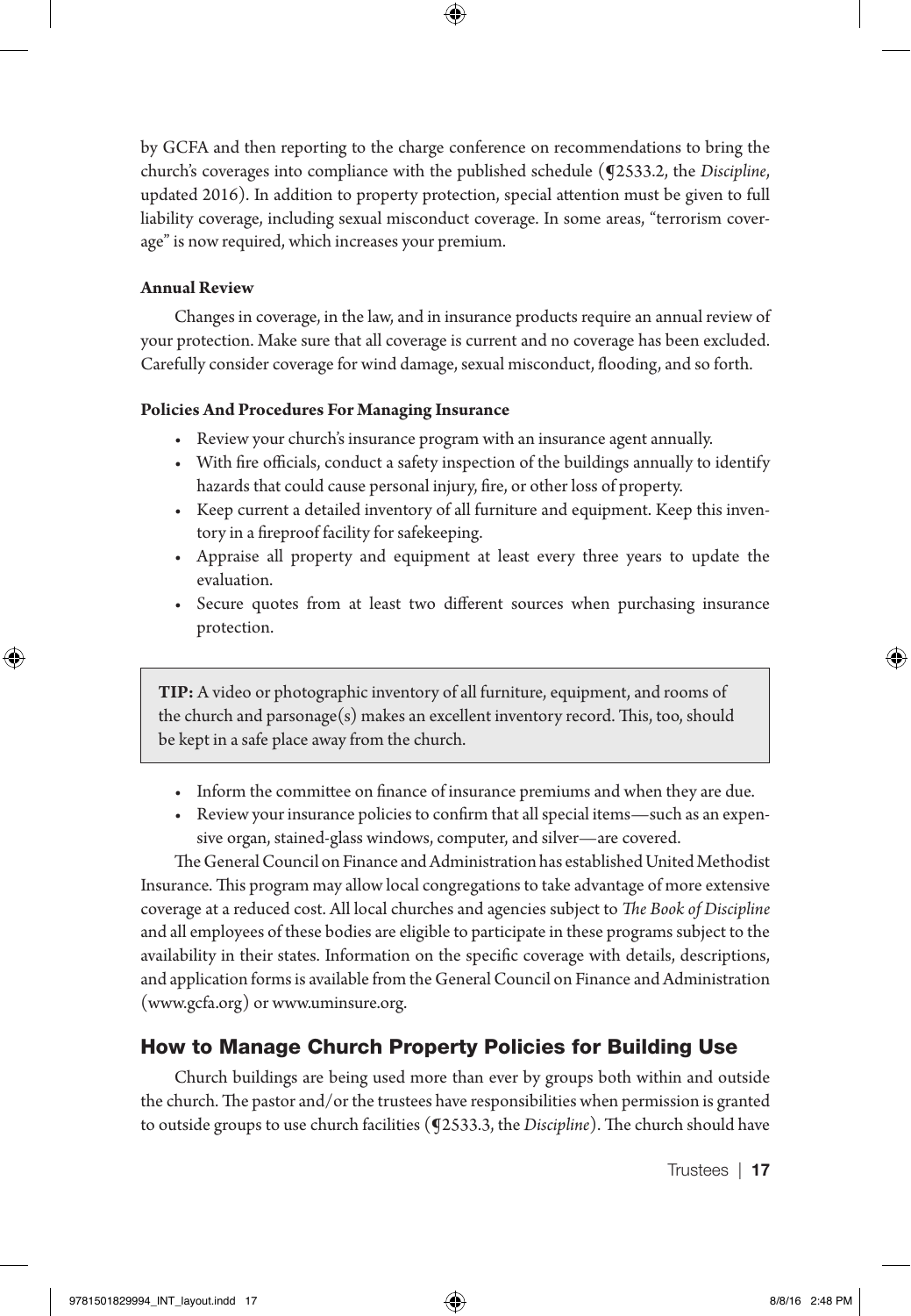by GCFA and then reporting to the charge conference on recommendations to bring the church's coverages into compliance with the published schedule (¶2533.2, the *Discipline*, updated 2016). In addition to property protection, special attention must be given to full liability coverage, including sexual misconduct coverage. In some areas, "terrorism coverage" is now required, which increases your premium.

**Annual Review**

Changes in coverage, in the law, and in insurance products require an annual review of your protection. Make sure that all coverage is current and no coverage has been excluded. Carefully consider coverage for wind damage, sexual misconduct, flooding, and so forth.

**Policies And Procedures For Managing Insurance**

- Review your church's insurance program with an insurance agent annually.
- With fire officials, conduct a safety inspection of the buildings annually to identify hazards that could cause personal injury, fire, or other loss of property.
- Keep current a detailed inventory of all furniture and equipment. Keep this inventory in a fireproof facility for safekeeping.
- Appraise all property and equipment at least every three years to update the evaluation.
- Secure quotes from at least two different sources when purchasing insurance protection.

> **TIP:** A video or photographic inventory of all furniture, equipment, and rooms of the church and parsonage(s) makes an excellent inventory record. This, too, should be kept in a safe place away from the church.

- Inform the committee on finance of insurance premiums and when they are due.
- Review your insurance policies to confirm that all special items—such as an expensive organ, stained-glass windows, computer, and silver—are covered.

The General Council on Finance and Administration has established United Methodist Insurance. This program may allow local congregations to take advantage of more extensive coverage at a reduced cost. All local churches and agencies subject to *The Book of Discipline* and all employees of these bodies are eligible to participate in these programs subject to the availability in their states. Information on the specific coverage with details, descriptions, and application forms is available from the General Council on Finance and Administration (www.gcfa.org) or www.uminsure.org.

## How to Manage Church Property Policies for Building Use

Church buildings are being used more than ever by groups both within and outside the church. The pastor and/or the trustees have responsibilities when permission is granted to outside groups to use church facilities (¶2533.3, the *Discipline*). The church should have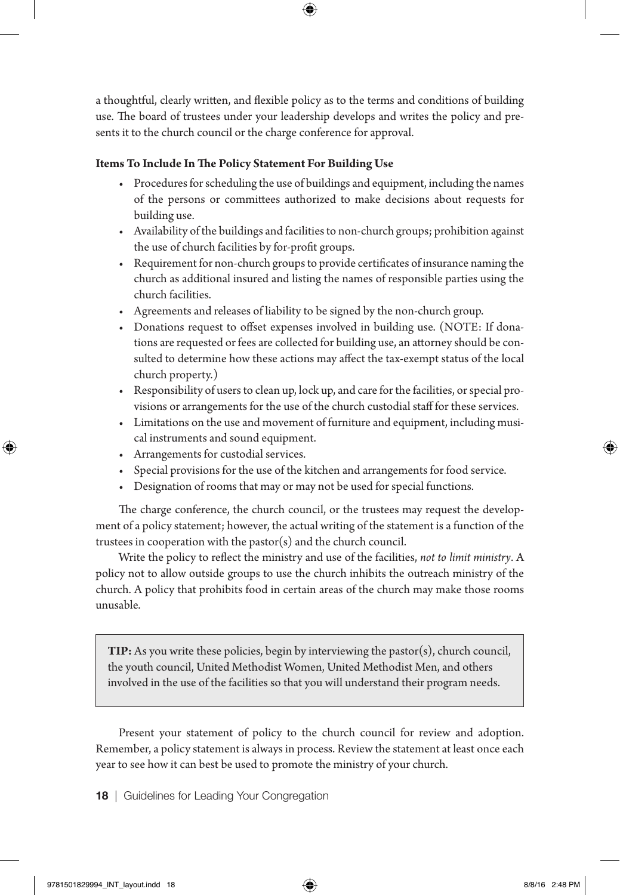a thoughtful, clearly written, and flexible policy as to the terms and conditions of building use. The board of trustees under your leadership develops and writes the policy and presents it to the church council or the charge conference for approval.

**Items To Include In The Policy Statement For Building Use**

- Procedures for scheduling the use of buildings and equipment, including the names of the persons or committees authorized to make decisions about requests for building use.
- Availability of the buildings and facilities to non-church groups; prohibition against the use of church facilities by for-profit groups.
- Requirement for non-church groups to provide certificates of insurance naming the church as additional insured and listing the names of responsible parties using the church facilities.
- Agreements and releases of liability to be signed by the non-church group.
- Donations request to offset expenses involved in building use. (NOTE: If donations are requested or fees are collected for building use, an attorney should be consulted to determine how these actions may affect the tax-exempt status of the local church property.)
- Responsibility of users to clean up, lock up, and care for the facilities, or special provisions or arrangements for the use of the church custodial staff for these services.
- Limitations on the use and movement of furniture and equipment, including musical instruments and sound equipment.
- Arrangements for custodial services.
- Special provisions for the use of the kitchen and arrangements for food service.
- Designation of rooms that may or may not be used for special functions.

The charge conference, the church council, or the trustees may request the development of a policy statement; however, the actual writing of the statement is a function of the trustees in cooperation with the pastor(s) and the church council.

Write the policy to reflect the ministry and use of the facilities, *not to limit ministry*. A policy not to allow outside groups to use the church inhibits the outreach ministry of the church. A policy that prohibits food in certain areas of the church may make those rooms unusable.

> **TIP:** As you write these policies, begin by interviewing the pastor(s), church council, the youth council, United Methodist Women, United Methodist Men, and others involved in the use of the facilities so that you will understand their program needs.

Present your statement of policy to the church council for review and adoption. Remember, a policy statement is always in process. Review the statement at least once each year to see how it can best be used to promote the ministry of your church.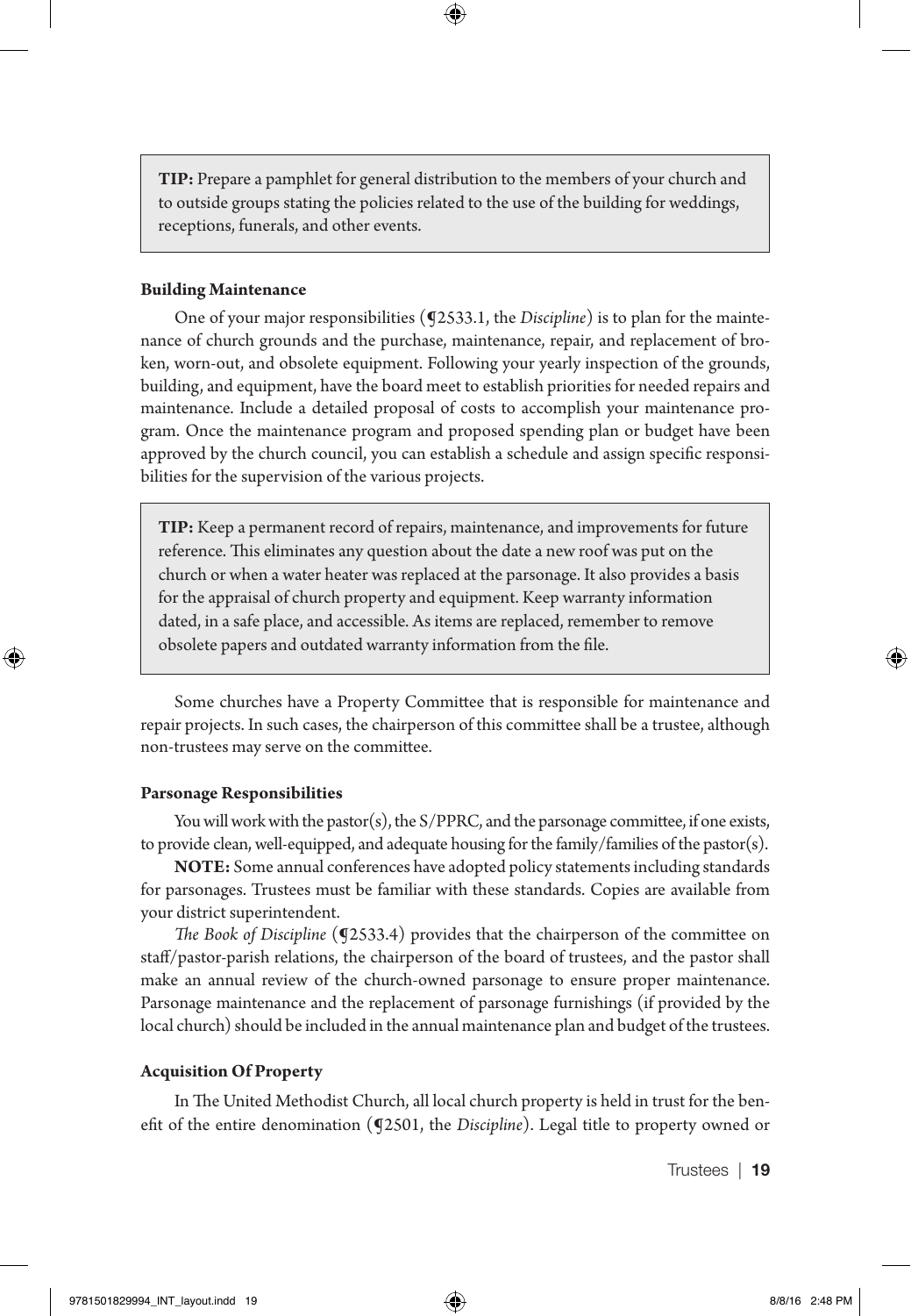> **TIP:** Prepare a pamphlet for general distribution to the members of your church and to outside groups stating the policies related to the use of the building for weddings, receptions, funerals, and other events.

**Building Maintenance**

One of your major responsibilities (¶2533.1, the *Discipline*) is to plan for the maintenance of church grounds and the purchase, maintenance, repair, and replacement of broken, worn-out, and obsolete equipment. Following your yearly inspection of the grounds, building, and equipment, have the board meet to establish priorities for needed repairs and maintenance. Include a detailed proposal of costs to accomplish your maintenance program. Once the maintenance program and proposed spending plan or budget have been approved by the church council, you can establish a schedule and assign specific responsibilities for the supervision of the various projects.

> **TIP:** Keep a permanent record of repairs, maintenance, and improvements for future reference. This eliminates any question about the date a new roof was put on the church or when a water heater was replaced at the parsonage. It also provides a basis for the appraisal of church property and equipment. Keep warranty information dated, in a safe place, and accessible. As items are replaced, remember to remove obsolete papers and outdated warranty information from the file.

Some churches have a Property Committee that is responsible for maintenance and repair projects. In such cases, the chairperson of this committee shall be a trustee, although non-trustees may serve on the committee.

**Parsonage Responsibilities**

You will work with the pastor(s), the S/PPRC, and the parsonage committee, if one exists, to provide clean, well-equipped, and adequate housing for the family/families of the pastor(s).

**NOTE:** Some annual conferences have adopted policy statements including standards for parsonages. Trustees must be familiar with these standards. Copies are available from your district superintendent.

*The Book of Discipline* (¶2533.4) provides that the chairperson of the committee on staff/pastor-parish relations, the chairperson of the board of trustees, and the pastor shall make an annual review of the church-owned parsonage to ensure proper maintenance. Parsonage maintenance and the replacement of parsonage furnishings (if provided by the local church) should be included in the annual maintenance plan and budget of the trustees.

**Acquisition Of Property**

In The United Methodist Church, all local church property is held in trust for the benefit of the entire denomination (¶2501, the *Discipline*). Legal title to property owned or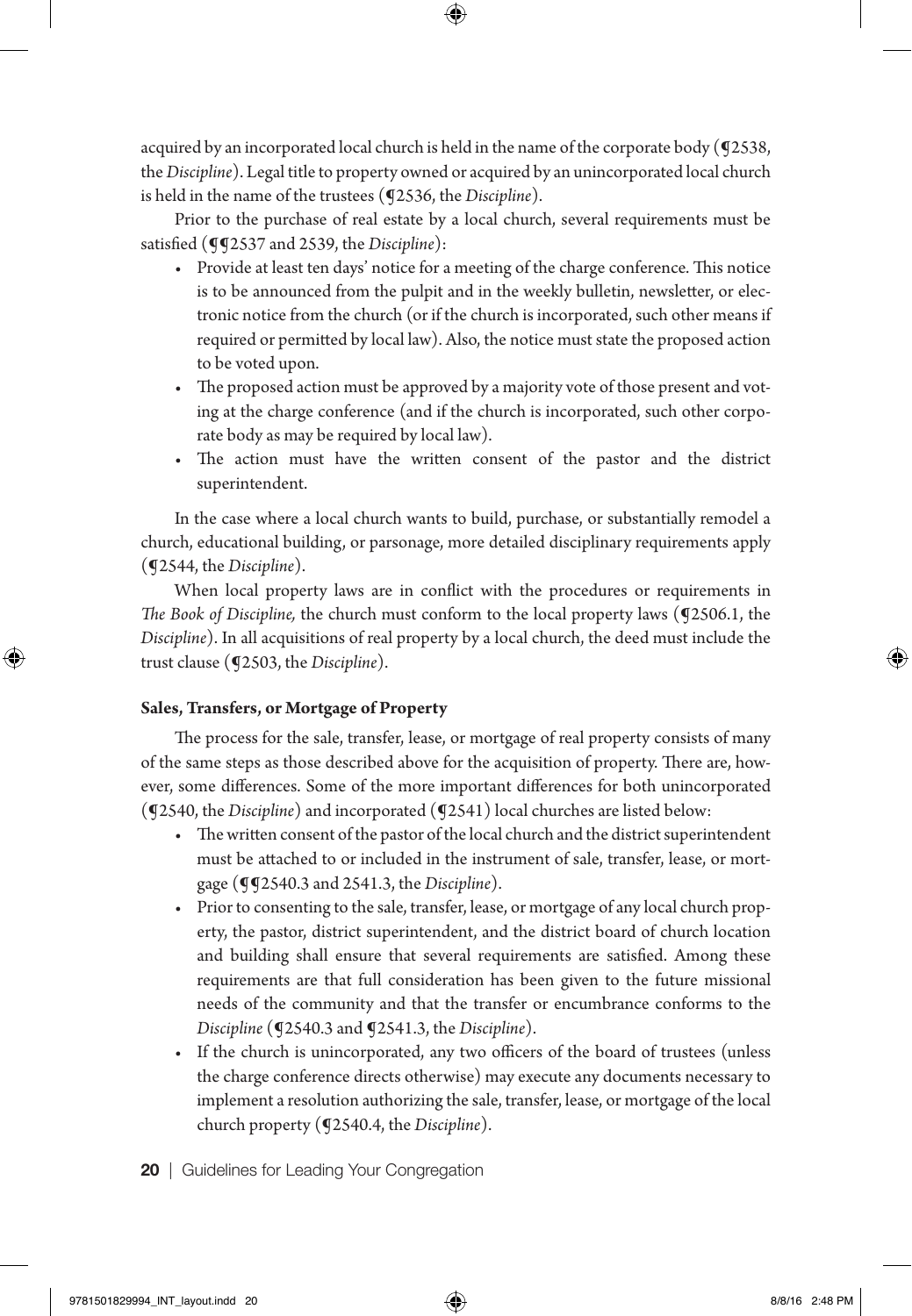acquired by an incorporated local church is held in the name of the corporate body (¶2538, the *Discipline*). Legal title to property owned or acquired by an unincorporated local church is held in the name of the trustees (¶2536, the *Discipline*).

Prior to the purchase of real estate by a local church, several requirements must be satisfied (¶¶2537 and 2539, the *Discipline*):

- Provide at least ten days' notice for a meeting of the charge conference. This notice is to be announced from the pulpit and in the weekly bulletin, newsletter, or electronic notice from the church (or if the church is incorporated, such other means if required or permitted by local law). Also, the notice must state the proposed action to be voted upon.
- The proposed action must be approved by a majority vote of those present and voting at the charge conference (and if the church is incorporated, such other corporate body as may be required by local law).
- The action must have the written consent of the pastor and the district superintendent.

In the case where a local church wants to build, purchase, or substantially remodel a church, educational building, or parsonage, more detailed disciplinary requirements apply (¶2544, the *Discipline*).

When local property laws are in conflict with the procedures or requirements in *The Book of Discipline,* the church must conform to the local property laws (¶2506.1, the *Discipline*). In all acquisitions of real property by a local church, the deed must include the trust clause (¶2503, the *Discipline*).

**Sales, Transfers, or Mortgage of Property**

The process for the sale, transfer, lease, or mortgage of real property consists of many of the same steps as those described above for the acquisition of property. There are, however, some differences. Some of the more important differences for both unincorporated (¶2540, the *Discipline*) and incorporated (¶2541) local churches are listed below:

- The written consent of the pastor of the local church and the district superintendent must be attached to or included in the instrument of sale, transfer, lease, or mortgage (¶¶2540.3 and 2541.3, the *Discipline*).
- Prior to consenting to the sale, transfer, lease, or mortgage of any local church property, the pastor, district superintendent, and the district board of church location and building shall ensure that several requirements are satisfied. Among these requirements are that full consideration has been given to the future missional needs of the community and that the transfer or encumbrance conforms to the *Discipline* (¶2540.3 and ¶2541.3, the *Discipline*).
- If the church is unincorporated, any two officers of the board of trustees (unless the charge conference directs otherwise) may execute any documents necessary to implement a resolution authorizing the sale, transfer, lease, or mortgage of the local church property (¶2540.4, the *Discipline*).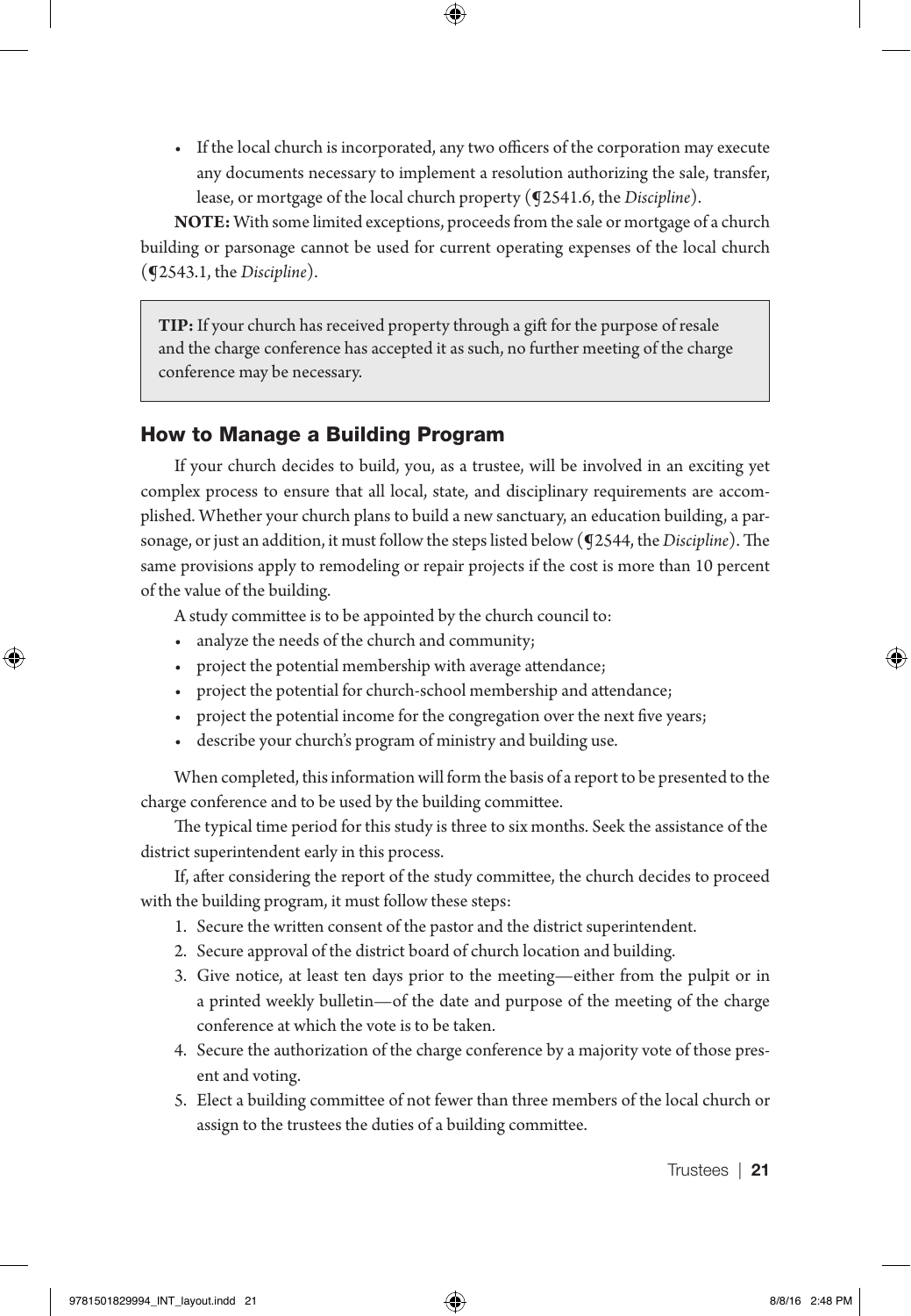- If the local church is incorporated, any two officers of the corporation may execute any documents necessary to implement a resolution authorizing the sale, transfer, lease, or mortgage of the local church property (¶2541.6, the *Discipline*).

**NOTE:** With some limited exceptions, proceeds from the sale or mortgage of a church building or parsonage cannot be used for current operating expenses of the local church (¶2543.1, the *Discipline*).

> **TIP:** If your church has received property through a gift for the purpose of resale and the charge conference has accepted it as such, no further meeting of the charge conference may be necessary.

## How to Manage a Building Program

If your church decides to build, you, as a trustee, will be involved in an exciting yet complex process to ensure that all local, state, and disciplinary requirements are accomplished. Whether your church plans to build a new sanctuary, an education building, a parsonage, or just an addition, it must follow the steps listed below (¶2544, the *Discipline*). The same provisions apply to remodeling or repair projects if the cost is more than 10 percent of the value of the building.

A study committee is to be appointed by the church council to:

- analyze the needs of the church and community;
- project the potential membership with average attendance;
- project the potential for church-school membership and attendance;
- project the potential income for the congregation over the next five years;
- describe your church's program of ministry and building use.

When completed, this information will form the basis of a report to be presented to the charge conference and to be used by the building committee.

The typical time period for this study is three to six months. Seek the assistance of the district superintendent early in this process.

If, after considering the report of the study committee, the church decides to proceed with the building program, it must follow these steps:

1. Secure the written consent of the pastor and the district superintendent.
2. Secure approval of the district board of church location and building.
3. Give notice, at least ten days prior to the meeting—either from the pulpit or in a printed weekly bulletin—of the date and purpose of the meeting of the charge conference at which the vote is to be taken.
4. Secure the authorization of the charge conference by a majority vote of those present and voting.
5. Elect a building committee of not fewer than three members of the local church or assign to the trustees the duties of a building committee.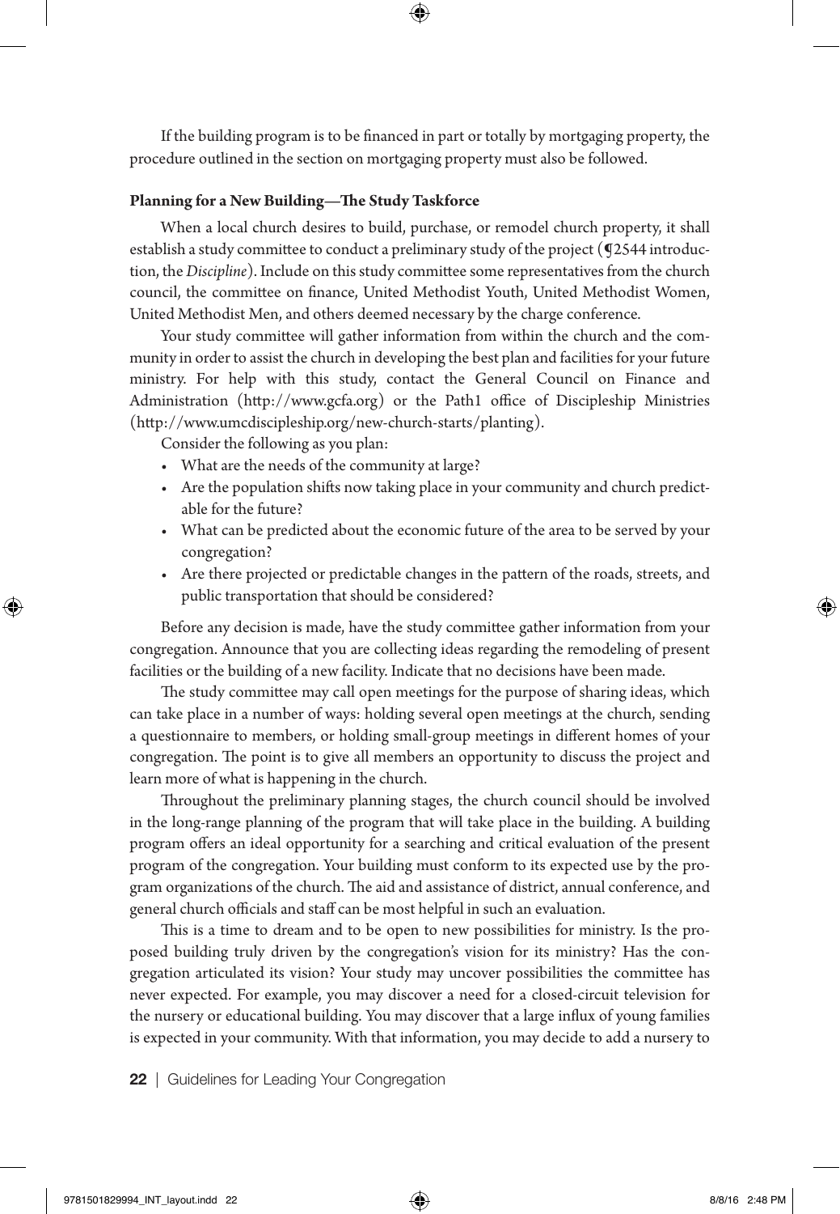If the building program is to be financed in part or totally by mortgaging property, the procedure outlined in the section on mortgaging property must also be followed.

### Planning for a New Building—The Study Taskforce

When a local church desires to build, purchase, or remodel church property, it shall establish a study committee to conduct a preliminary study of the project (¶2544 introduction, the *Discipline*). Include on this study committee some representatives from the church council, the committee on finance, United Methodist Youth, United Methodist Women, United Methodist Men, and others deemed necessary by the charge conference.

Your study committee will gather information from within the church and the community in order to assist the church in developing the best plan and facilities for your future ministry. For help with this study, contact the General Council on Finance and Administration (http://www.gcfa.org) or the Path1 office of Discipleship Ministries (http://www.umcdiscipleship.org/new-church-starts/planting).

Consider the following as you plan:

- What are the needs of the community at large?
- Are the population shifts now taking place in your community and church predictable for the future?
- What can be predicted about the economic future of the area to be served by your congregation?
- Are there projected or predictable changes in the pattern of the roads, streets, and public transportation that should be considered?

Before any decision is made, have the study committee gather information from your congregation. Announce that you are collecting ideas regarding the remodeling of present facilities or the building of a new facility. Indicate that no decisions have been made.

The study committee may call open meetings for the purpose of sharing ideas, which can take place in a number of ways: holding several open meetings at the church, sending a questionnaire to members, or holding small-group meetings in different homes of your congregation. The point is to give all members an opportunity to discuss the project and learn more of what is happening in the church.

Throughout the preliminary planning stages, the church council should be involved in the long-range planning of the program that will take place in the building. A building program offers an ideal opportunity for a searching and critical evaluation of the present program of the congregation. Your building must conform to its expected use by the program organizations of the church. The aid and assistance of district, annual conference, and general church officials and staff can be most helpful in such an evaluation.

This is a time to dream and to be open to new possibilities for ministry. Is the proposed building truly driven by the congregation's vision for its ministry? Has the congregation articulated its vision? Your study may uncover possibilities the committee has never expected. For example, you may discover a need for a closed-circuit television for the nursery or educational building. You may discover that a large influx of young families is expected in your community. With that information, you may decide to add a nursery to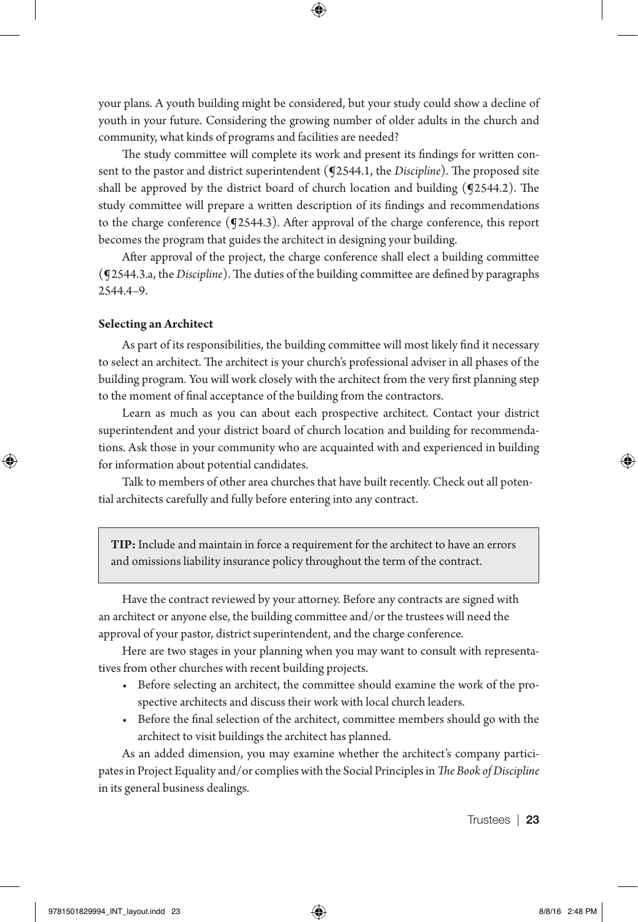your plans. A youth building might be considered, but your study could show a decline of youth in your future. Considering the growing number of older adults in the church and community, what kinds of programs and facilities are needed?

The study committee will complete its work and present its findings for written consent to the pastor and district superintendent (¶2544.1, the *Discipline*). The proposed site shall be approved by the district board of church location and building (¶2544.2). The study committee will prepare a written description of its findings and recommendations to the charge conference (¶2544.3). After approval of the charge conference, this report becomes the program that guides the architect in designing your building.

After approval of the project, the charge conference shall elect a building committee (¶2544.3.a, the *Discipline*). The duties of the building committee are defined by paragraphs 2544.4–9.

**Selecting an Architect**

As part of its responsibilities, the building committee will most likely find it necessary to select an architect. The architect is your church's professional adviser in all phases of the building program. You will work closely with the architect from the very first planning step to the moment of final acceptance of the building from the contractors.

Learn as much as you can about each prospective architect. Contact your district superintendent and your district board of church location and building for recommendations. Ask those in your community who are acquainted with and experienced in building for information about potential candidates.

Talk to members of other area churches that have built recently. Check out all potential architects carefully and fully before entering into any contract.

> **TIP:** Include and maintain in force a requirement for the architect to have an errors and omissions liability insurance policy throughout the term of the contract.

Have the contract reviewed by your attorney. Before any contracts are signed with an architect or anyone else, the building committee and/or the trustees will need the approval of your pastor, district superintendent, and the charge conference.

Here are two stages in your planning when you may want to consult with representatives from other churches with recent building projects.

- Before selecting an architect, the committee should examine the work of the prospective architects and discuss their work with local church leaders.
- Before the final selection of the architect, committee members should go with the architect to visit buildings the architect has planned.

As an added dimension, you may examine whether the architect's company participates in Project Equality and/or complies with the Social Principles in *The Book of Discipline* in its general business dealings.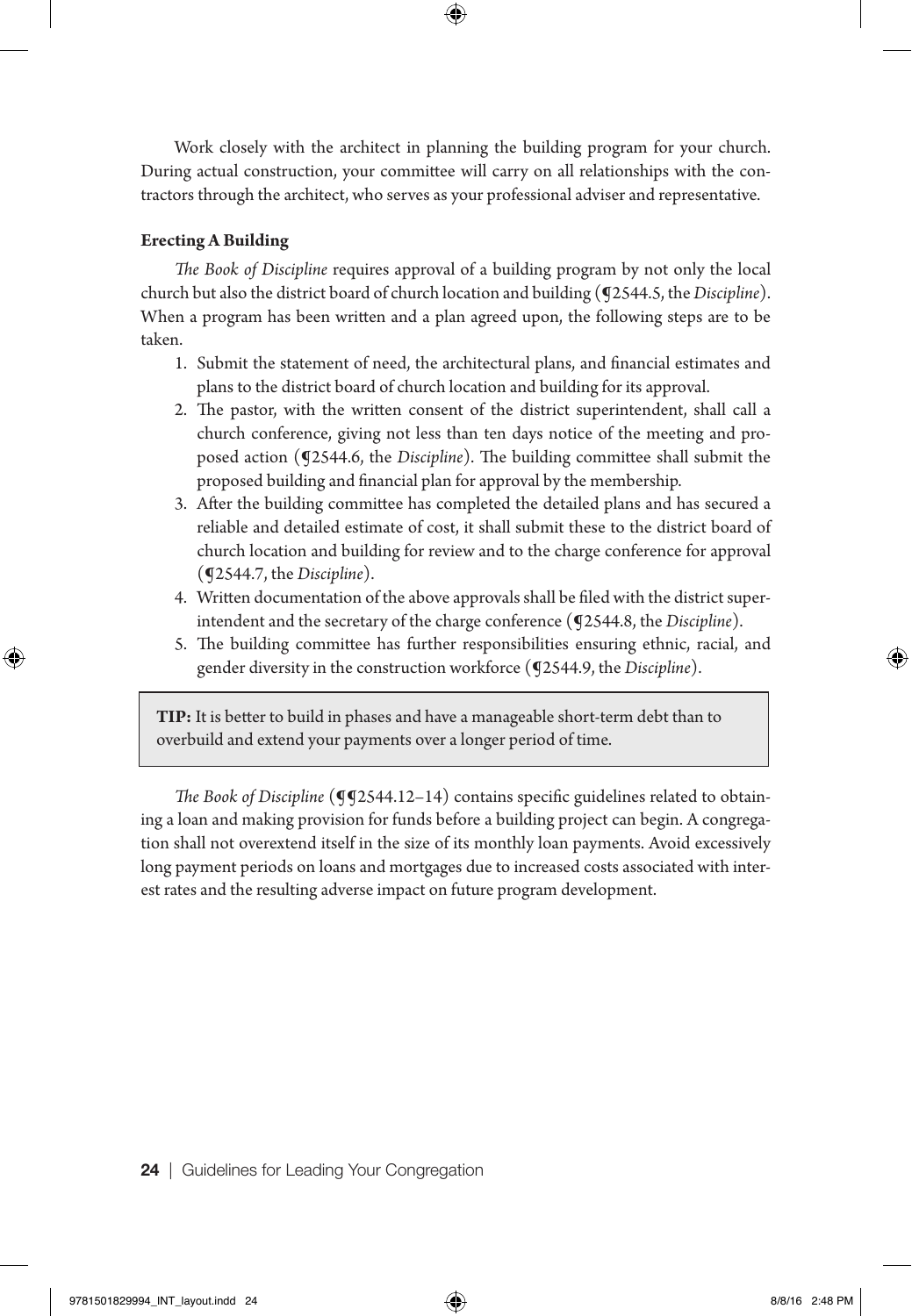Work closely with the architect in planning the building program for your church. During actual construction, your committee will carry on all relationships with the contractors through the architect, who serves as your professional adviser and representative.

**Erecting A Building**

*The Book of Discipline* requires approval of a building program by not only the local church but also the district board of church location and building (¶2544.5, the *Discipline*). When a program has been written and a plan agreed upon, the following steps are to be taken.

1. Submit the statement of need, the architectural plans, and financial estimates and plans to the district board of church location and building for its approval.
2. The pastor, with the written consent of the district superintendent, shall call a church conference, giving not less than ten days notice of the meeting and proposed action (¶2544.6, the *Discipline*). The building committee shall submit the proposed building and financial plan for approval by the membership.
3. After the building committee has completed the detailed plans and has secured a reliable and detailed estimate of cost, it shall submit these to the district board of church location and building for review and to the charge conference for approval (¶2544.7, the *Discipline*).
4. Written documentation of the above approvals shall be filed with the district superintendent and the secretary of the charge conference (¶2544.8, the *Discipline*).
5. The building committee has further responsibilities ensuring ethnic, racial, and gender diversity in the construction workforce (¶2544.9, the *Discipline*).

> **TIP:** It is better to build in phases and have a manageable short-term debt than to overbuild and extend your payments over a longer period of time.

*The Book of Discipline* (¶¶2544.12–14) contains specific guidelines related to obtaining a loan and making provision for funds before a building project can begin. A congregation shall not overextend itself in the size of its monthly loan payments. Avoid excessively long payment periods on loans and mortgages due to increased costs associated with interest rates and the resulting adverse impact on future program development.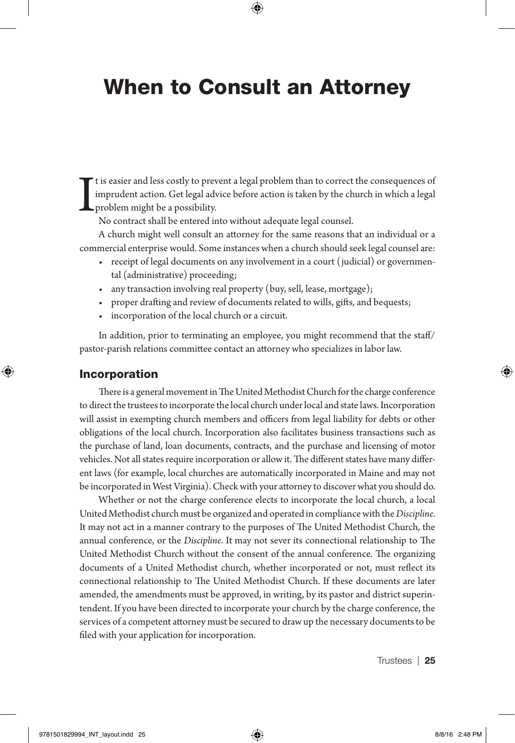# When to Consult an Attorney

It is easier and less costly to prevent a legal problem than to correct the consequences of imprudent action. Get legal advice before action is taken by the church in which a legal problem might be a possibility.

No contract shall be entered into without adequate legal counsel.

A church might well consult an attorney for the same reasons that an individual or a commercial enterprise would. Some instances when a church should seek legal counsel are:

- receipt of legal documents on any involvement in a court (judicial) or governmental (administrative) proceeding;
- any transaction involving real property (buy, sell, lease, mortgage);
- proper drafting and review of documents related to wills, gifts, and bequests;
- incorporation of the local church or a circuit.

In addition, prior to terminating an employee, you might recommend that the staff/pastor-parish relations committee contact an attorney who specializes in labor law.

## Incorporation

There is a general movement in The United Methodist Church for the charge conference to direct the trustees to incorporate the local church under local and state laws. Incorporation will assist in exempting church members and officers from legal liability for debts or other obligations of the local church. Incorporation also facilitates business transactions such as the purchase of land, loan documents, contracts, and the purchase and licensing of motor vehicles. Not all states require incorporation or allow it. The different states have many different laws (for example, local churches are automatically incorporated in Maine and may not be incorporated in West Virginia). Check with your attorney to discover what you should do.

Whether or not the charge conference elects to incorporate the local church, a local United Methodist church must be organized and operated in compliance with the *Discipline*. It may not act in a manner contrary to the purposes of The United Methodist Church, the annual conference, or the *Discipline*. It may not sever its connectional relationship to The United Methodist Church without the consent of the annual conference. The organizing documents of a United Methodist church, whether incorporated or not, must reflect its connectional relationship to The United Methodist Church. If these documents are later amended, the amendments must be approved, in writing, by its pastor and district superintendent. If you have been directed to incorporate your church by the charge conference, the services of a competent attorney must be secured to draw up the necessary documents to be filed with your application for incorporation.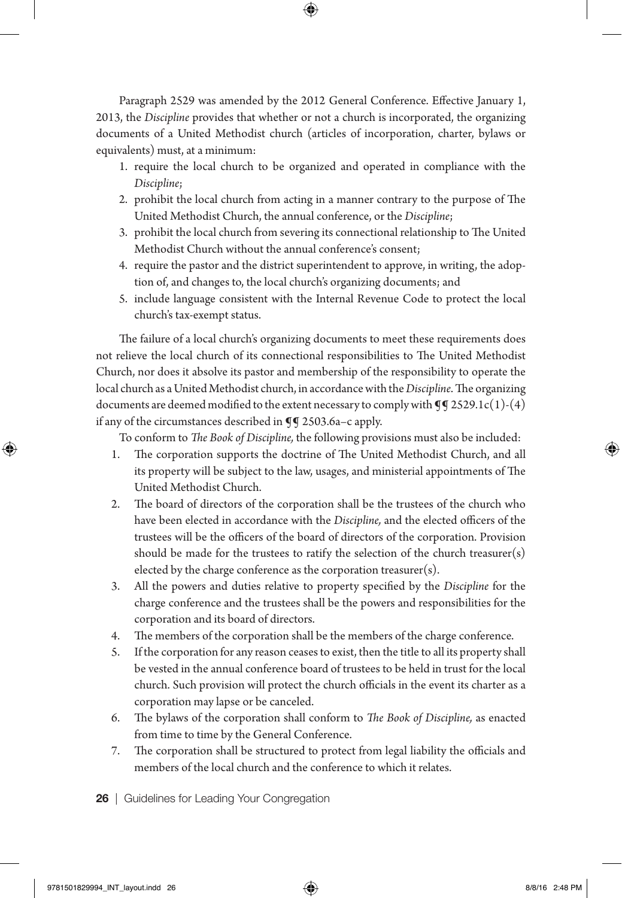Paragraph 2529 was amended by the 2012 General Conference. Effective January 1, 2013, the *Discipline* provides that whether or not a church is incorporated, the organizing documents of a United Methodist church (articles of incorporation, charter, bylaws or equivalents) must, at a minimum:

1. require the local church to be organized and operated in compliance with the *Discipline*;
2. prohibit the local church from acting in a manner contrary to the purpose of The United Methodist Church, the annual conference, or the *Discipline*;
3. prohibit the local church from severing its connectional relationship to The United Methodist Church without the annual conference's consent;
4. require the pastor and the district superintendent to approve, in writing, the adoption of, and changes to, the local church's organizing documents; and
5. include language consistent with the Internal Revenue Code to protect the local church's tax-exempt status.

The failure of a local church's organizing documents to meet these requirements does not relieve the local church of its connectional responsibilities to The United Methodist Church, nor does it absolve its pastor and membership of the responsibility to operate the local church as a United Methodist church, in accordance with the *Discipline*. The organizing documents are deemed modified to the extent necessary to comply with ¶¶ 2529.1c(1)-(4) if any of the circumstances described in ¶¶ 2503.6a–c apply.

To conform to *The Book of Discipline,* the following provisions must also be included:

1. The corporation supports the doctrine of The United Methodist Church, and all its property will be subject to the law, usages, and ministerial appointments of The United Methodist Church.
2. The board of directors of the corporation shall be the trustees of the church who have been elected in accordance with the *Discipline,* and the elected officers of the trustees will be the officers of the board of directors of the corporation. Provision should be made for the trustees to ratify the selection of the church treasurer(s) elected by the charge conference as the corporation treasurer(s).
3. All the powers and duties relative to property specified by the *Discipline* for the charge conference and the trustees shall be the powers and responsibilities for the corporation and its board of directors.
4. The members of the corporation shall be the members of the charge conference.
5. If the corporation for any reason ceases to exist, then the title to all its property shall be vested in the annual conference board of trustees to be held in trust for the local church. Such provision will protect the church officials in the event its charter as a corporation may lapse or be canceled.
6. The bylaws of the corporation shall conform to *The Book of Discipline,* as enacted from time to time by the General Conference.
7. The corporation shall be structured to protect from legal liability the officials and members of the local church and the conference to which it relates.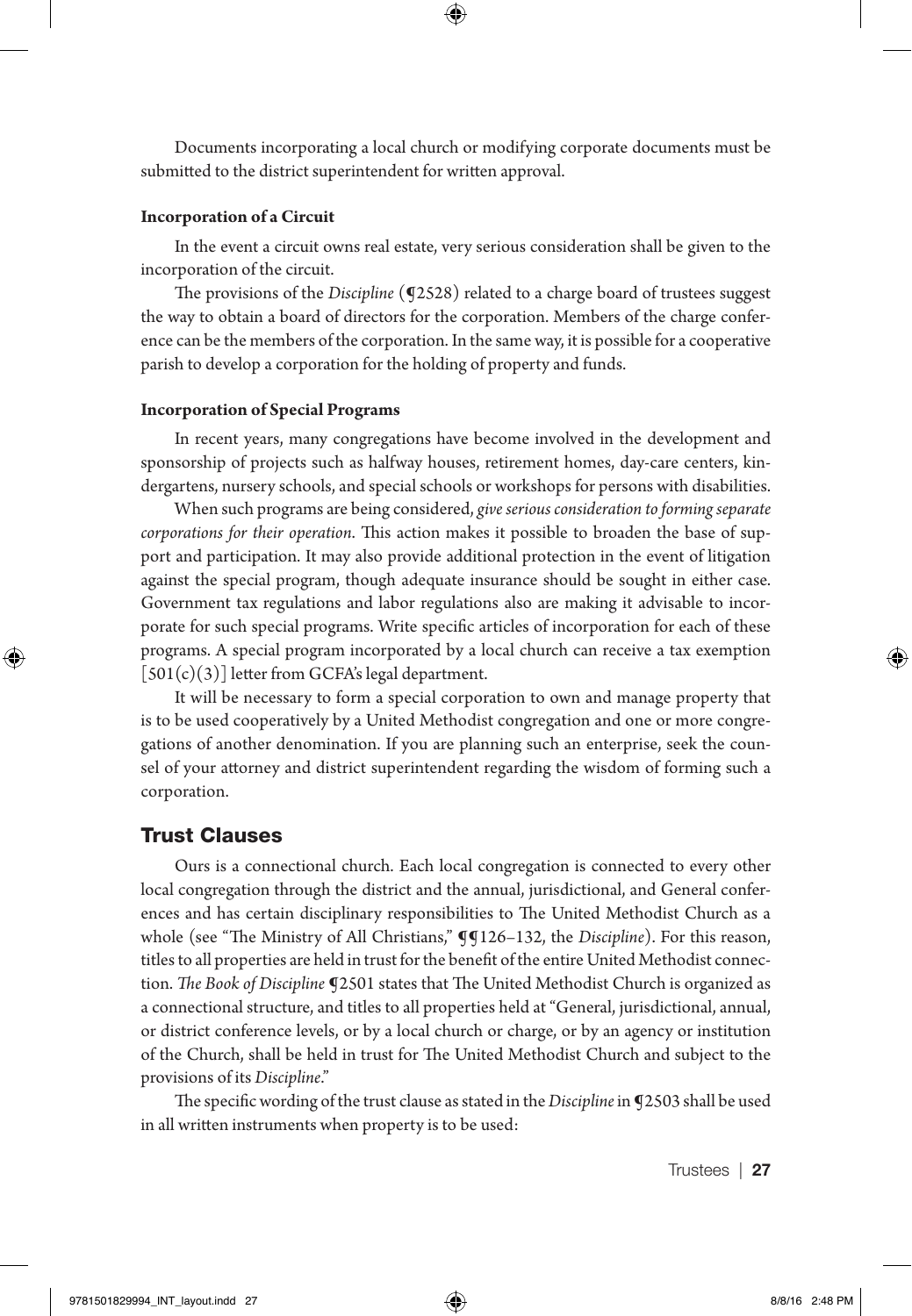Documents incorporating a local church or modifying corporate documents must be submitted to the district superintendent for written approval.

**Incorporation of a Circuit**

In the event a circuit owns real estate, very serious consideration shall be given to the incorporation of the circuit.

The provisions of the *Discipline* (¶2528) related to a charge board of trustees suggest the way to obtain a board of directors for the corporation. Members of the charge conference can be the members of the corporation. In the same way, it is possible for a cooperative parish to develop a corporation for the holding of property and funds.

**Incorporation of Special Programs**

In recent years, many congregations have become involved in the development and sponsorship of projects such as halfway houses, retirement homes, day-care centers, kindergartens, nursery schools, and special schools or workshops for persons with disabilities.

When such programs are being considered, *give serious consideration to forming separate corporations for their operation*. This action makes it possible to broaden the base of support and participation. It may also provide additional protection in the event of litigation against the special program, though adequate insurance should be sought in either case. Government tax regulations and labor regulations also are making it advisable to incorporate for such special programs. Write specific articles of incorporation for each of these programs. A special program incorporated by a local church can receive a tax exemption [501(c)(3)] letter from GCFA's legal department.

It will be necessary to form a special corporation to own and manage property that is to be used cooperatively by a United Methodist congregation and one or more congregations of another denomination. If you are planning such an enterprise, seek the counsel of your attorney and district superintendent regarding the wisdom of forming such a corporation.

## Trust Clauses

Ours is a connectional church. Each local congregation is connected to every other local congregation through the district and the annual, jurisdictional, and General conferences and has certain disciplinary responsibilities to The United Methodist Church as a whole (see "The Ministry of All Christians," ¶¶126–132, the *Discipline*). For this reason, titles to all properties are held in trust for the benefit of the entire United Methodist connection. *The Book of Discipline* ¶2501 states that The United Methodist Church is organized as a connectional structure, and titles to all properties held at "General, jurisdictional, annual, or district conference levels, or by a local church or charge, or by an agency or institution of the Church, shall be held in trust for The United Methodist Church and subject to the provisions of its *Discipline*."

The specific wording of the trust clause as stated in the *Discipline* in ¶2503 shall be used in all written instruments when property is to be used: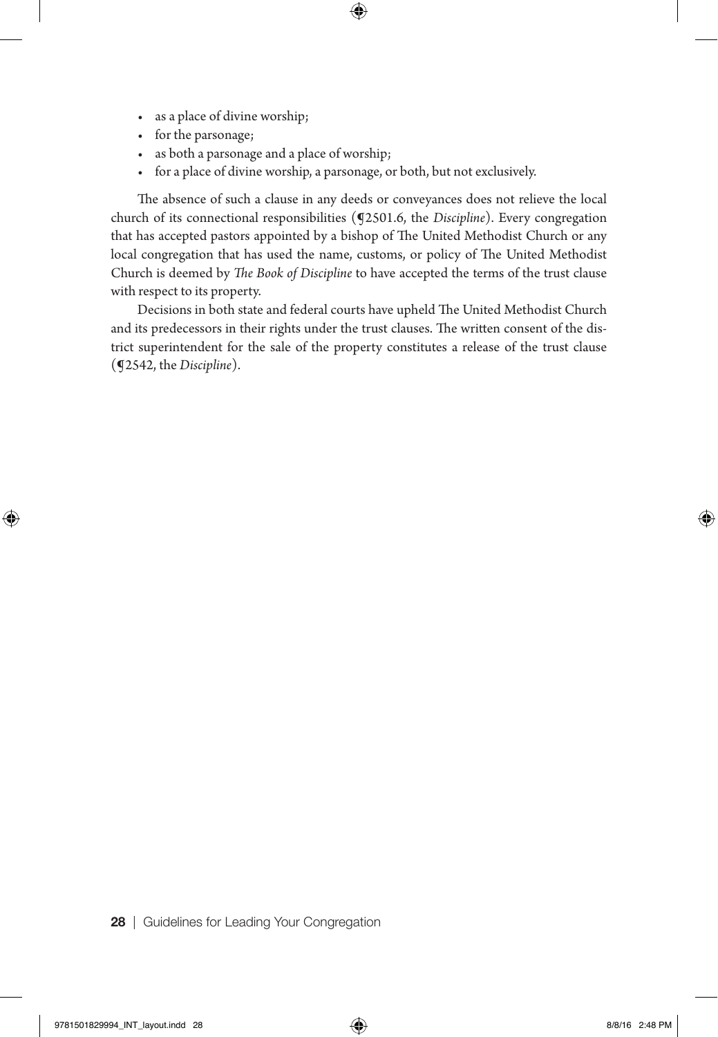- as a place of divine worship;
- for the parsonage;
- as both a parsonage and a place of worship;
- for a place of divine worship, a parsonage, or both, but not exclusively.

The absence of such a clause in any deeds or conveyances does not relieve the local church of its connectional responsibilities (¶2501.6, the *Discipline*). Every congregation that has accepted pastors appointed by a bishop of The United Methodist Church or any local congregation that has used the name, customs, or policy of The United Methodist Church is deemed by *The Book of Discipline* to have accepted the terms of the trust clause with respect to its property.

Decisions in both state and federal courts have upheld The United Methodist Church and its predecessors in their rights under the trust clauses. The written consent of the district superintendent for the sale of the property constitutes a release of the trust clause (¶2542, the *Discipline*).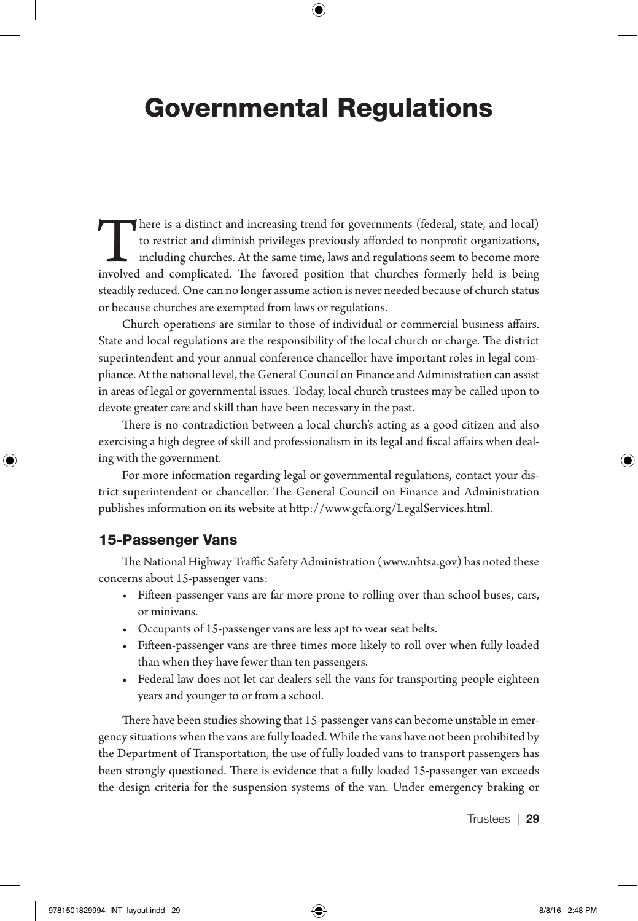# Governmental Regulations

There is a distinct and increasing trend for governments (federal, state, and local) to restrict and diminish privileges previously afforded to nonprofit organizations, including churches. At the same time, laws and regulations seem to become more involved and complicated. The favored position that churches formerly held is being steadily reduced. One can no longer assume action is never needed because of church status or because churches are exempted from laws or regulations.

Church operations are similar to those of individual or commercial business affairs. State and local regulations are the responsibility of the local church or charge. The district superintendent and your annual conference chancellor have important roles in legal compliance. At the national level, the General Council on Finance and Administration can assist in areas of legal or governmental issues. Today, local church trustees may be called upon to devote greater care and skill than have been necessary in the past.

There is no contradiction between a local church's acting as a good citizen and also exercising a high degree of skill and professionalism in its legal and fiscal affairs when dealing with the government.

For more information regarding legal or governmental regulations, contact your district superintendent or chancellor. The General Council on Finance and Administration publishes information on its website at http://www.gcfa.org/LegalServices.html.

### 15-Passenger Vans

The National Highway Traffic Safety Administration (www.nhtsa.gov) has noted these concerns about 15-passenger vans:

- Fifteen-passenger vans are far more prone to rolling over than school buses, cars, or minivans.
- Occupants of 15-passenger vans are less apt to wear seat belts.
- Fifteen-passenger vans are three times more likely to roll over when fully loaded than when they have fewer than ten passengers.
- Federal law does not let car dealers sell the vans for transporting people eighteen years and younger to or from a school.

There have been studies showing that 15-passenger vans can become unstable in emergency situations when the vans are fully loaded. While the vans have not been prohibited by the Department of Transportation, the use of fully loaded vans to transport passengers has been strongly questioned. There is evidence that a fully loaded 15-passenger van exceeds the design criteria for the suspension systems of the van. Under emergency braking or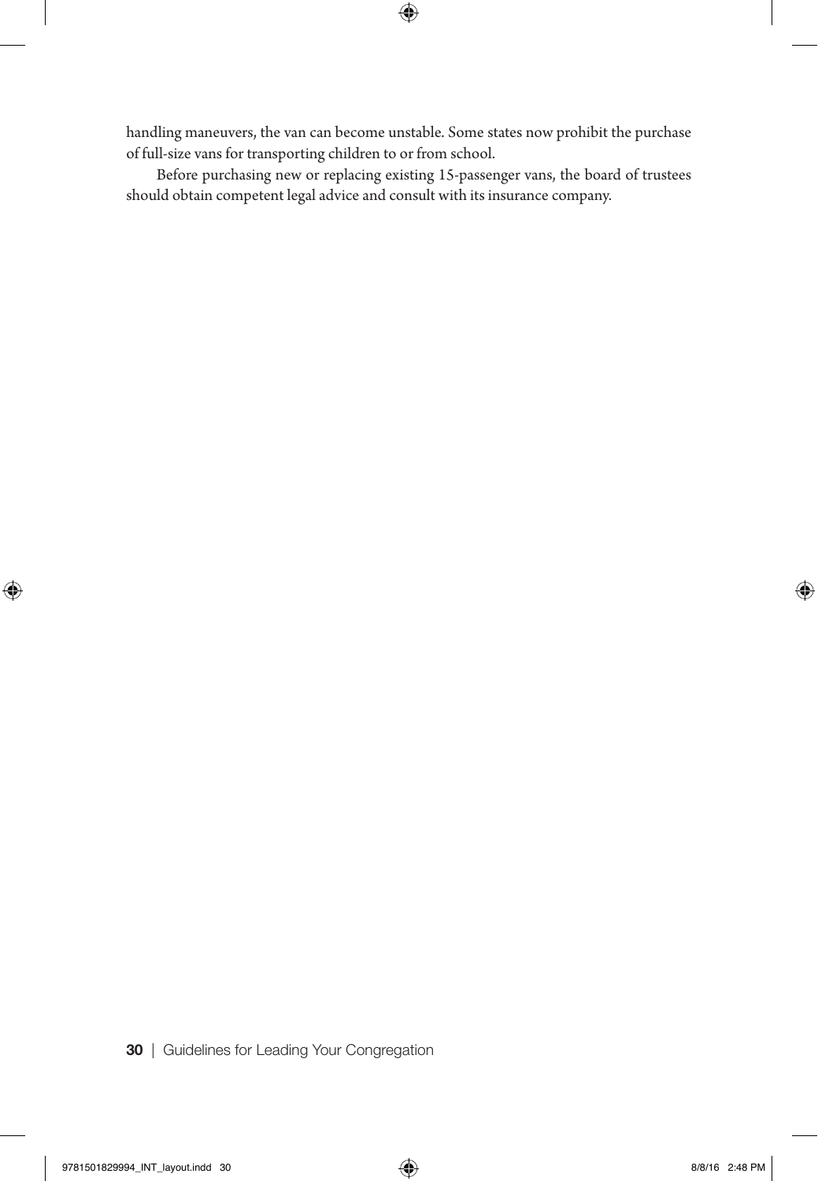handling maneuvers, the van can become unstable. Some states now prohibit the purchase of full-size vans for transporting children to or from school.

Before purchasing new or replacing existing 15-passenger vans, the board of trustees should obtain competent legal advice and consult with its insurance company.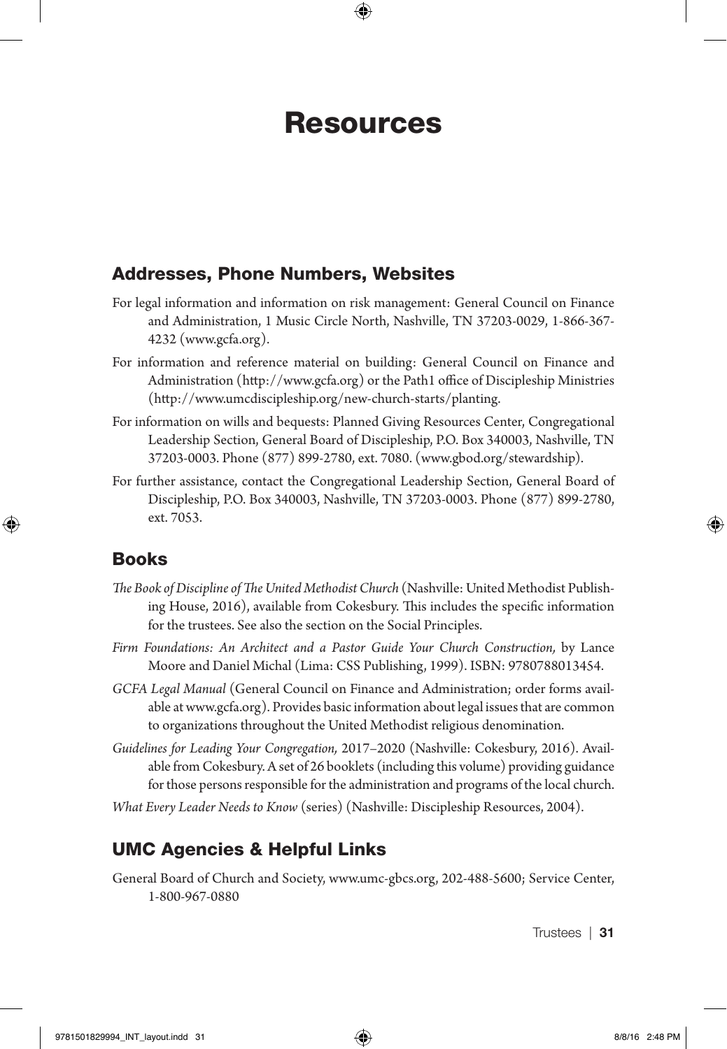# Resources

## Addresses, Phone Numbers, Websites

For legal information and information on risk management: General Council on Finance and Administration, 1 Music Circle North, Nashville, TN 37203-0029, 1-866-367-4232 (www.gcfa.org).

For information and reference material on building: General Council on Finance and Administration (http://www.gcfa.org) or the Path1 office of Discipleship Ministries (http://www.umcdiscipleship.org/new-church-starts/planting.

For information on wills and bequests: Planned Giving Resources Center, Congregational Leadership Section, General Board of Discipleship, P.O. Box 340003, Nashville, TN 37203-0003. Phone (877) 899-2780, ext. 7080. (www.gbod.org/stewardship).

For further assistance, contact the Congregational Leadership Section, General Board of Discipleship, P.O. Box 340003, Nashville, TN 37203-0003. Phone (877) 899-2780, ext. 7053.

## Books

*The Book of Discipline of The United Methodist Church* (Nashville: United Methodist Publishing House, 2016), available from Cokesbury. This includes the specific information for the trustees. See also the section on the Social Principles.

*Firm Foundations: An Architect and a Pastor Guide Your Church Construction,* by Lance Moore and Daniel Michal (Lima: CSS Publishing, 1999). ISBN: 9780788013454.

*GCFA Legal Manual* (General Council on Finance and Administration; order forms available at www.gcfa.org). Provides basic information about legal issues that are common to organizations throughout the United Methodist religious denomination.

*Guidelines for Leading Your Congregation,* 2017–2020 (Nashville: Cokesbury, 2016). Available from Cokesbury. A set of 26 booklets (including this volume) providing guidance for those persons responsible for the administration and programs of the local church.

*What Every Leader Needs to Know* (series) (Nashville: Discipleship Resources, 2004).

## UMC Agencies & Helpful Links

General Board of Church and Society, www.umc-gbcs.org, 202-488-5600; Service Center, 1-800-967-0880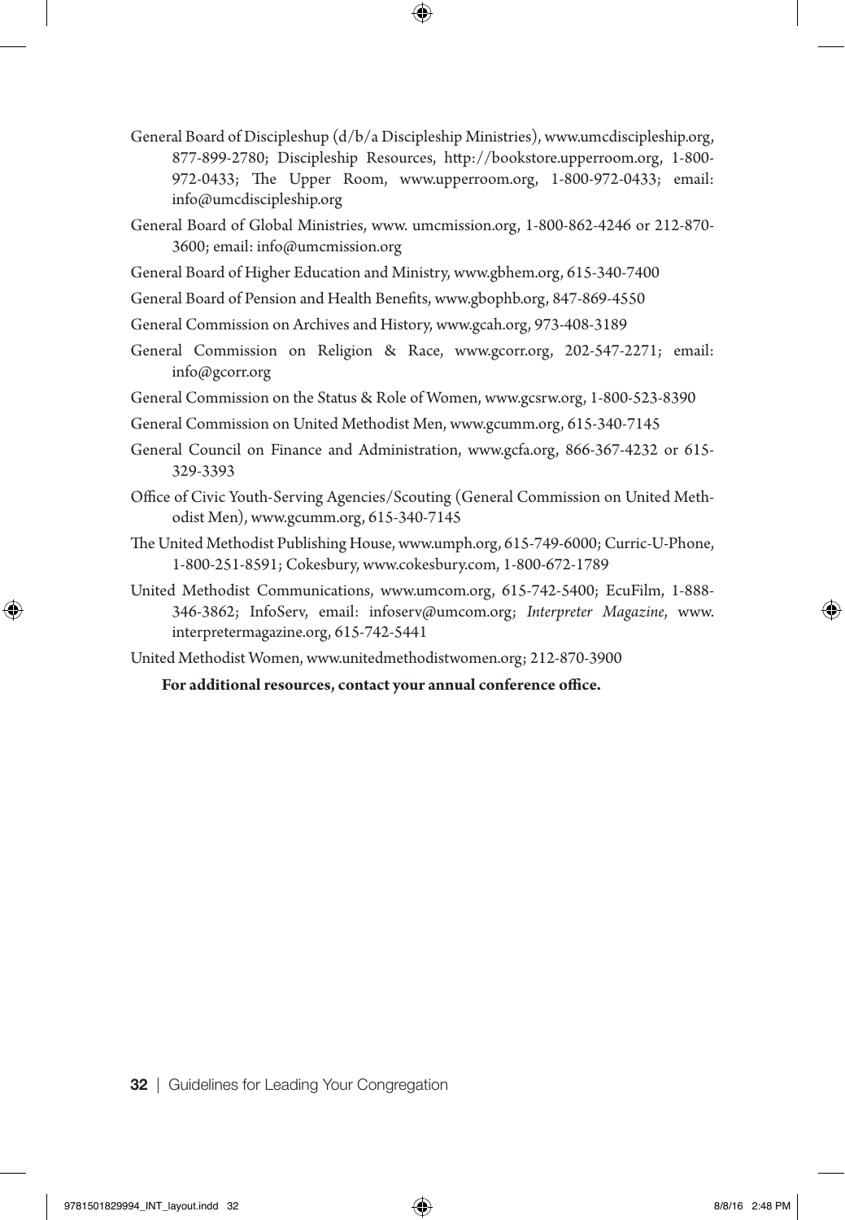General Board of Discipleshup (d/b/a Discipleship Ministries), www.umcdiscipleship.org, 877-899-2780; Discipleship Resources, http://bookstore.upperroom.org, 1-800-972-0433; The Upper Room, www.upperroom.org, 1-800-972-0433; email: info@umcdiscipleship.org

General Board of Global Ministries, www. umcmission.org, 1-800-862-4246 or 212-870-3600; email: info@umcmission.org

General Board of Higher Education and Ministry, www.gbhem.org, 615-340-7400

General Board of Pension and Health Benefits, www.gbophb.org, 847-869-4550

General Commission on Archives and History, www.gcah.org, 973-408-3189

General Commission on Religion & Race, www.gcorr.org, 202-547-2271; email: info@gcorr.org

General Commission on the Status & Role of Women, www.gcsrw.org, 1-800-523-8390

General Commission on United Methodist Men, www.gcumm.org, 615-340-7145

General Council on Finance and Administration, www.gcfa.org, 866-367-4232 or 615-329-3393

Office of Civic Youth-Serving Agencies/Scouting (General Commission on United Methodist Men), www.gcumm.org, 615-340-7145

The United Methodist Publishing House, www.umph.org, 615-749-6000; Curric-U-Phone, 1-800-251-8591; Cokesbury, www.cokesbury.com, 1-800-672-1789

United Methodist Communications, www.umcom.org, 615-742-5400; EcuFilm, 1-888-346-3862; InfoServ, email: infoserv@umcom.org; *Interpreter Magazine*, www.interpretermagazine.org, 615-742-5441

United Methodist Women, www.unitedmethodistwomen.org; 212-870-3900

**For additional resources, contact your annual conference office.**